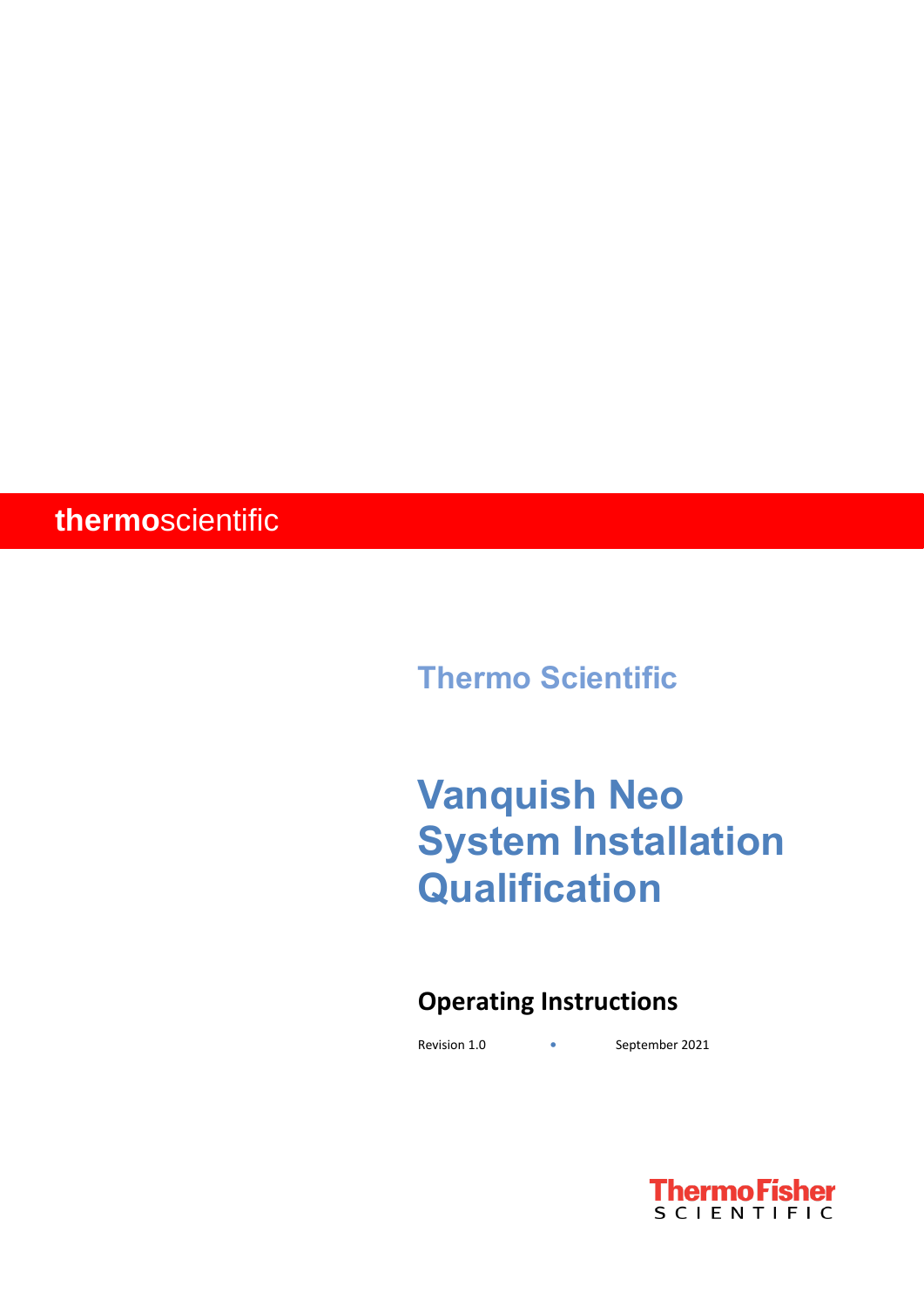**thermo**scientific

Thermo Scientific

# Vanquish Neo System Installation Qualification

## Operating Instructions

Revision 1.0 • September 2021

ThermoFisher SCIENTIFIC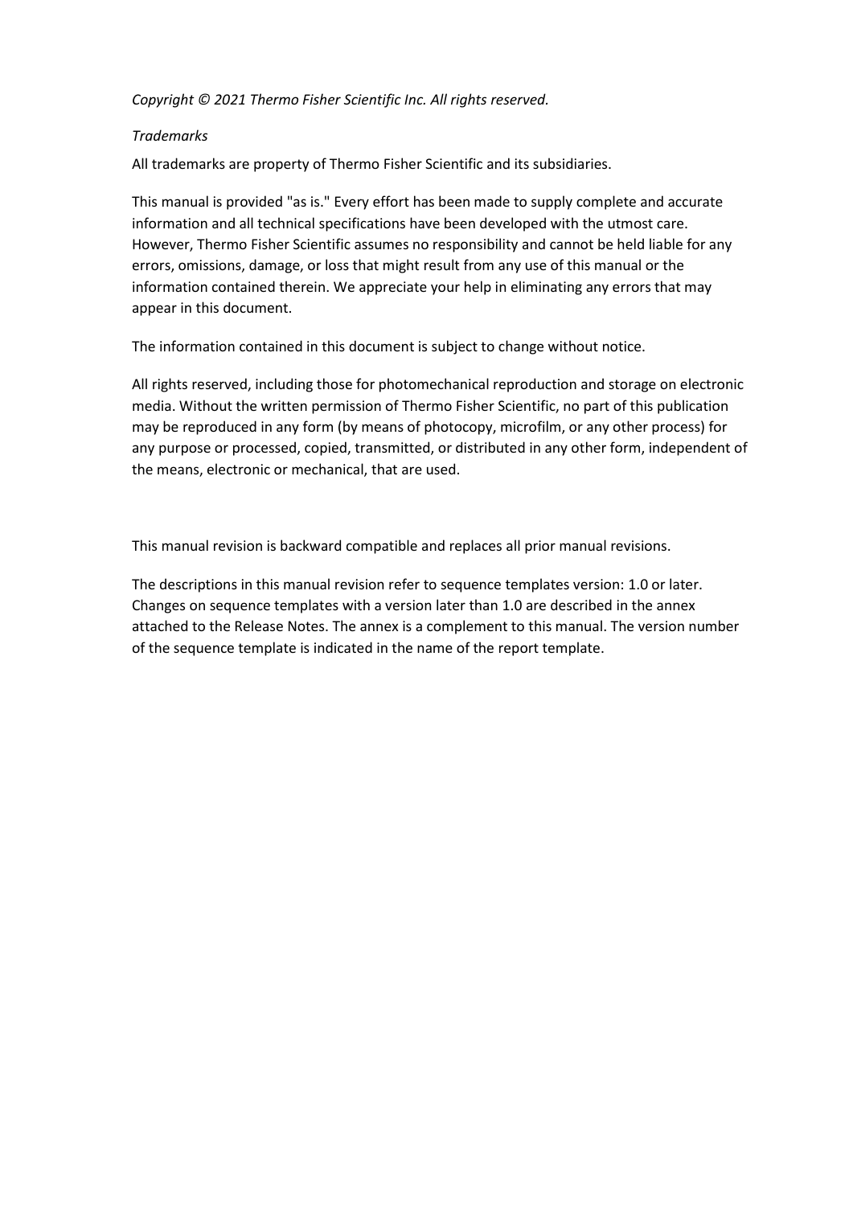*Copyright © 2021 Thermo Fisher Scientific Inc. All rights reserved.*

*Trademarks*

All trademarks are property of Thermo Fisher Scientific and its subsidiaries.

This manual is provided "as is." Every effort has been made to supply complete and accurate information and all technical specifications have been developed with the utmost care. However, Thermo Fisher Scientific assumes no responsibility and cannot be held liable for any errors, omissions, damage, or loss that might result from any use of this manual or the information contained therein. We appreciate your help in eliminating any errors that may appear in this document.

The information contained in this document is subject to change without notice.

All rights reserved, including those for photomechanical reproduction and storage on electronic media. Without the written permission of Thermo Fisher Scientific, no part of this publication may be reproduced in any form (by means of photocopy, microfilm, or any other process) for any purpose or processed, copied, transmitted, or distributed in any other form, independent of the means, electronic or mechanical, that are used.

This manual revision is backward compatible and replaces all prior manual revisions.

The descriptions in this manual revision refer to sequence templates version: 1.0 or later. Changes on sequence templates with a version later than 1.0 are described in the annex attached to the Release Notes. The annex is a complement to this manual. The version number of the sequence template is indicated in the name of the report template.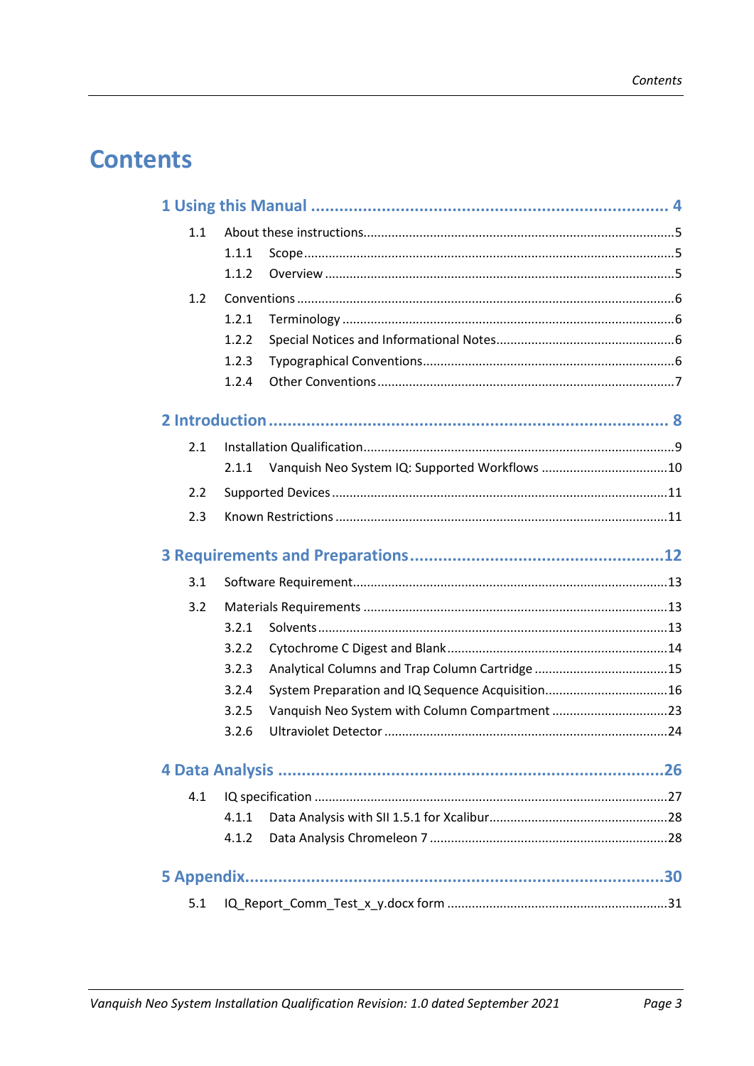# Contents

**1 Using this Manual ........................................................................ 4**

- 1.1 About these instructions........................................................................5
  - 1.1.1 Scope........................................................................5
  - 1.1.2 Overview ........................................................................5
- 1.2 Conventions ........................................................................6
  - 1.2.1 Terminology ........................................................................6
  - 1.2.2 Special Notices and Informational Notes........................................................................6
  - 1.2.3 Typographical Conventions........................................................................6
  - 1.2.4 Other Conventions ........................................................................7

**2 Introduction ........................................................................ 8**

- 2.1 Installation Qualification........................................................................9
  - 2.1.1 Vanquish Neo System IQ: Supported Workflows ........................................................................10
- 2.2 Supported Devices ........................................................................11
- 2.3 Known Restrictions ........................................................................11

**3 Requirements and Preparations........................................................................12**

- 3.1 Software Requirement........................................................................13
- 3.2 Materials Requirements ........................................................................13
  - 3.2.1 Solvents ........................................................................13
  - 3.2.2 Cytochrome C Digest and Blank........................................................................14
  - 3.2.3 Analytical Columns and Trap Column Cartridge ........................................................................15
  - 3.2.4 System Preparation and IQ Sequence Acquisition........................................................................16
  - 3.2.5 Vanquish Neo System with Column Compartment ........................................................................23
  - 3.2.6 Ultraviolet Detector ........................................................................24

**4 Data Analysis ........................................................................26**

- 4.1 IQ specification ........................................................................27
  - 4.1.1 Data Analysis with SII 1.5.1 for Xcalibur........................................................................28
  - 4.1.2 Data Analysis Chromeleon 7 ........................................................................28

**5 Appendix........................................................................30**

- 5.1 IQ_Report_Comm_Test_x_y.docx form ........................................................................31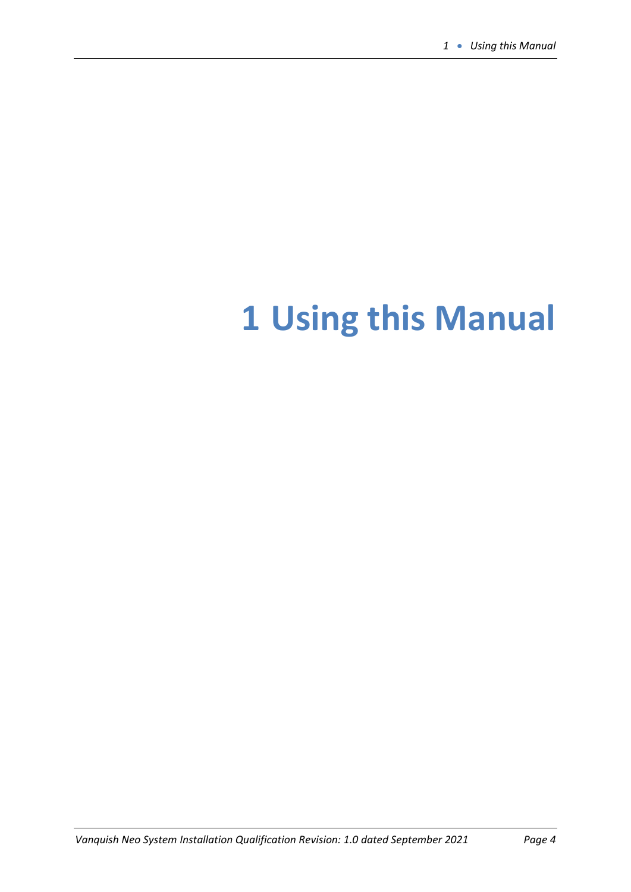# 1 Using this Manual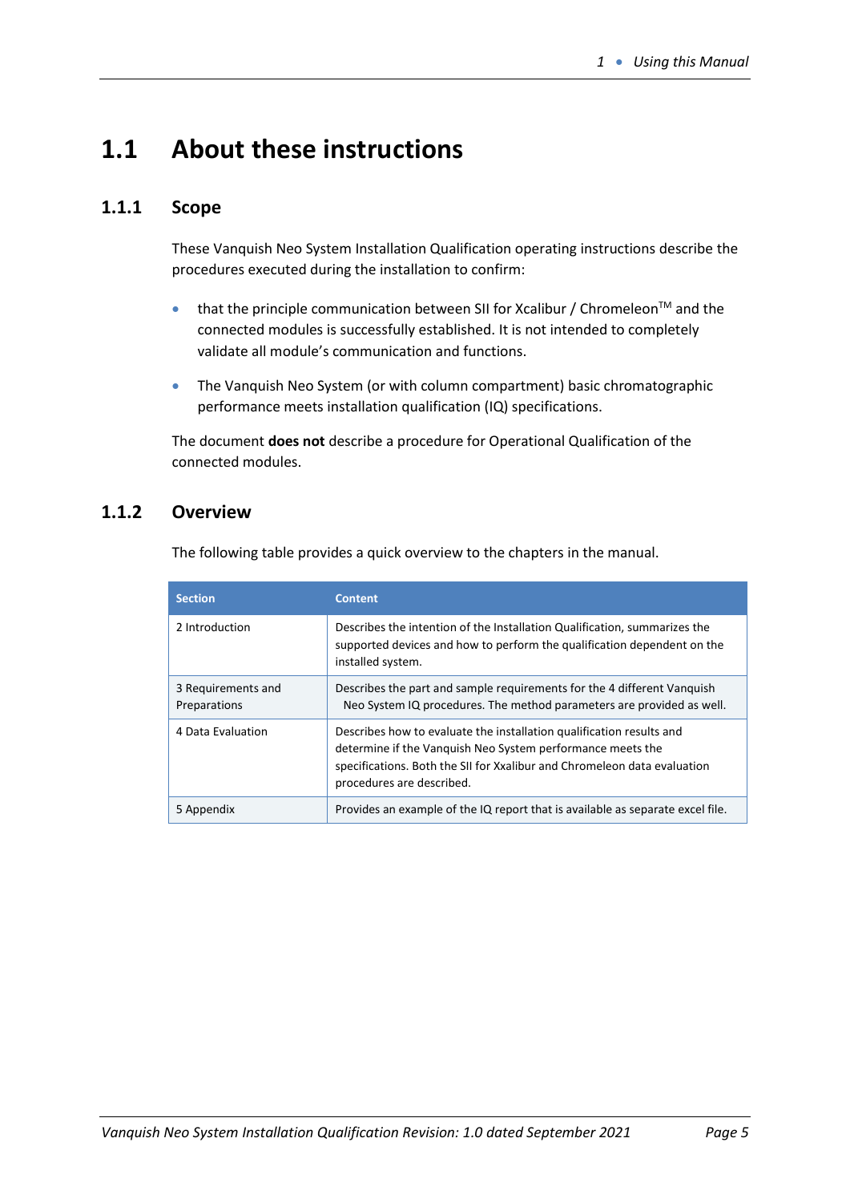## 1.1 About these instructions

### 1.1.1 Scope

These Vanquish Neo System Installation Qualification operating instructions describe the procedures executed during the installation to confirm:

- that the principle communication between SII for Xcalibur / Chromeleon™ and the connected modules is successfully established. It is not intended to completely validate all module's communication and functions.
- The Vanquish Neo System (or with column compartment) basic chromatographic performance meets installation qualification (IQ) specifications.

The document **does not** describe a procedure for Operational Qualification of the connected modules.

### 1.1.2 Overview

The following table provides a quick overview to the chapters in the manual.

| Section | Content |
|---|---|
| 2 Introduction | Describes the intention of the Installation Qualification, summarizes the supported devices and how to perform the qualification dependent on the installed system. |
| 3 Requirements and Preparations | Describes the part and sample requirements for the 4 different Vanquish Neo System IQ procedures. The method parameters are provided as well. |
| 4 Data Evaluation | Describes how to evaluate the installation qualification results and determine if the Vanquish Neo System performance meets the specifications. Both the SII for Xxalibur and Chromeleon data evaluation procedures are described. |
| 5 Appendix | Provides an example of the IQ report that is available as separate excel file. |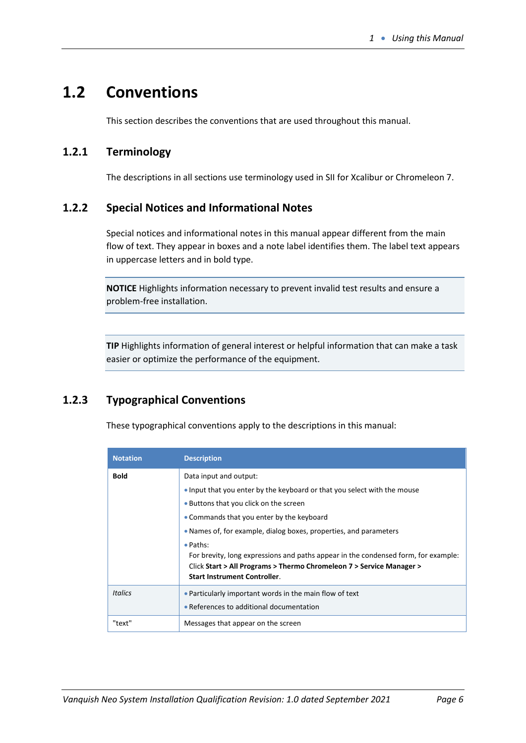## 1.2 Conventions

This section describes the conventions that are used throughout this manual.

### 1.2.1 Terminology

The descriptions in all sections use terminology used in SII for Xcalibur or Chromeleon 7.

### 1.2.2 Special Notices and Informational Notes

Special notices and informational notes in this manual appear different from the main flow of text. They appear in boxes and a note label identifies them. The label text appears in uppercase letters and in bold type.

> **NOTICE** Highlights information necessary to prevent invalid test results and ensure a problem-free installation.

> **TIP** Highlights information of general interest or helpful information that can make a task easier or optimize the performance of the equipment.

### 1.2.3 Typographical Conventions

These typographical conventions apply to the descriptions in this manual:

| Notation | Description |
|---|---|
| **Bold** | Data input and output:<br>• Input that you enter by the keyboard or that you select with the mouse<br>• Buttons that you click on the screen<br>• Commands that you enter by the keyboard<br>• Names of, for example, dialog boxes, properties, and parameters<br>• Paths:<br>For brevity, long expressions and paths appear in the condensed form, for example: Click **Start > All Programs > Thermo Chromeleon 7 > Service Manager > Start Instrument Controller**. |
| *Italics* | • Particularly important words in the main flow of text<br>• References to additional documentation |
| "text" | Messages that appear on the screen |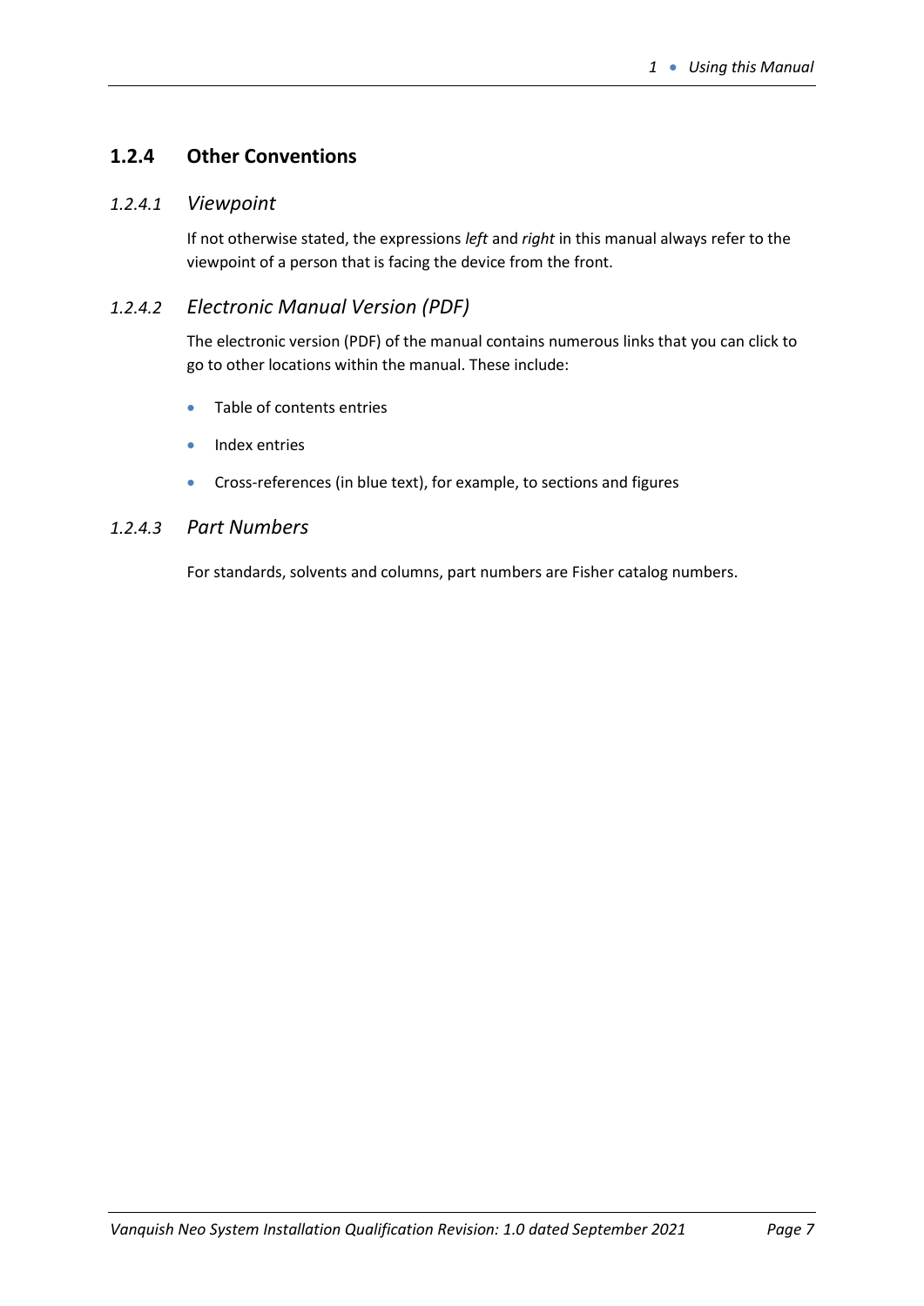### 1.2.4 Other Conventions

#### *1.2.4.1 Viewpoint*

If not otherwise stated, the expressions *left* and *right* in this manual always refer to the viewpoint of a person that is facing the device from the front.

#### *1.2.4.2 Electronic Manual Version (PDF)*

The electronic version (PDF) of the manual contains numerous links that you can click to go to other locations within the manual. These include:

- Table of contents entries
- Index entries
- Cross-references (in blue text), for example, to sections and figures

#### *1.2.4.3 Part Numbers*

For standards, solvents and columns, part numbers are Fisher catalog numbers.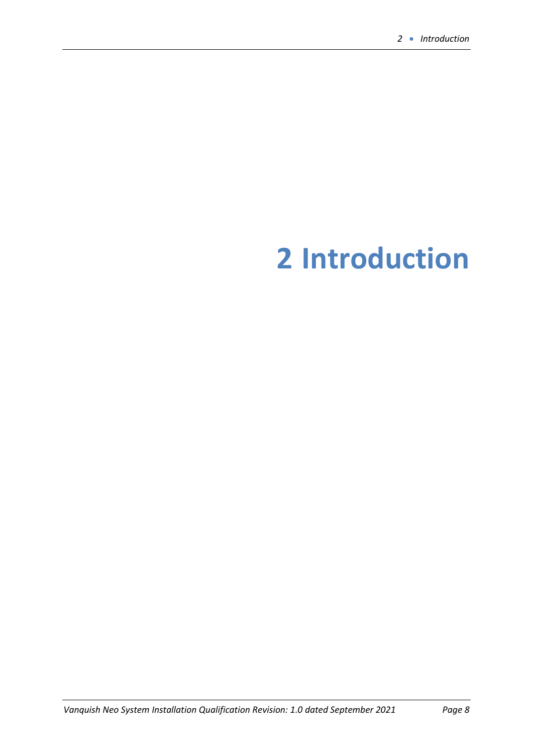# 2 Introduction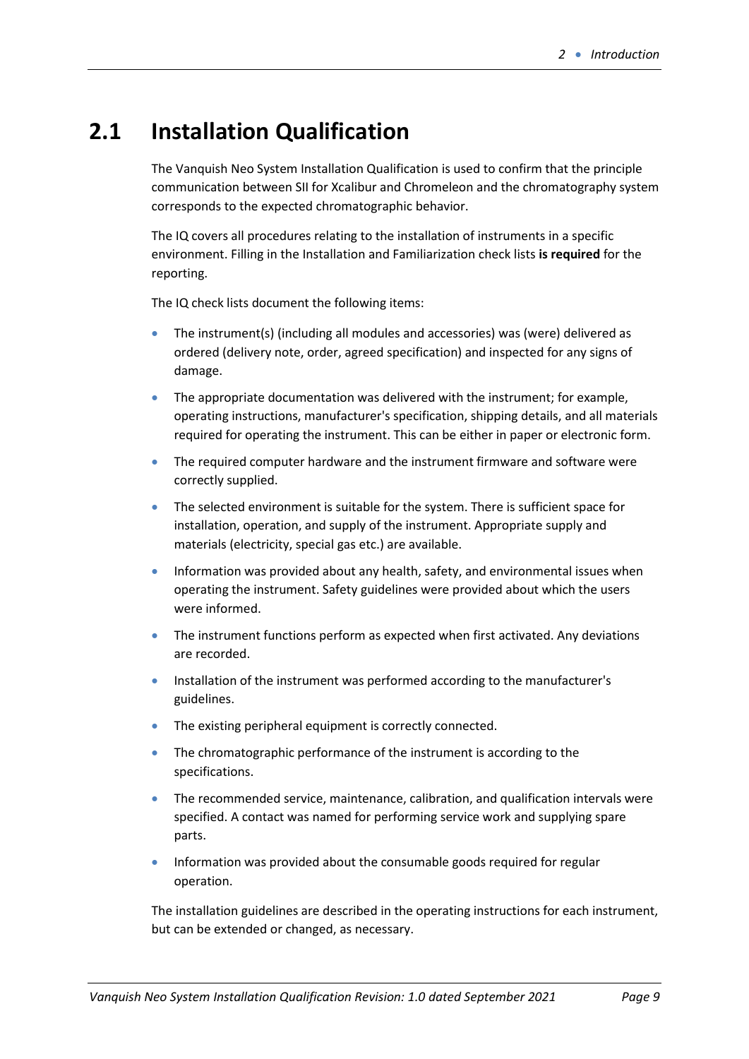## 2.1 Installation Qualification

The Vanquish Neo System Installation Qualification is used to confirm that the principle communication between SII for Xcalibur and Chromeleon and the chromatography system corresponds to the expected chromatographic behavior.

The IQ covers all procedures relating to the installation of instruments in a specific environment. Filling in the Installation and Familiarization check lists **is required** for the reporting.

The IQ check lists document the following items:

- The instrument(s) (including all modules and accessories) was (were) delivered as ordered (delivery note, order, agreed specification) and inspected for any signs of damage.
- The appropriate documentation was delivered with the instrument; for example, operating instructions, manufacturer's specification, shipping details, and all materials required for operating the instrument. This can be either in paper or electronic form.
- The required computer hardware and the instrument firmware and software were correctly supplied.
- The selected environment is suitable for the system. There is sufficient space for installation, operation, and supply of the instrument. Appropriate supply and materials (electricity, special gas etc.) are available.
- Information was provided about any health, safety, and environmental issues when operating the instrument. Safety guidelines were provided about which the users were informed.
- The instrument functions perform as expected when first activated. Any deviations are recorded.
- Installation of the instrument was performed according to the manufacturer's guidelines.
- The existing peripheral equipment is correctly connected.
- The chromatographic performance of the instrument is according to the specifications.
- The recommended service, maintenance, calibration, and qualification intervals were specified. A contact was named for performing service work and supplying spare parts.
- Information was provided about the consumable goods required for regular operation.

The installation guidelines are described in the operating instructions for each instrument, but can be extended or changed, as necessary.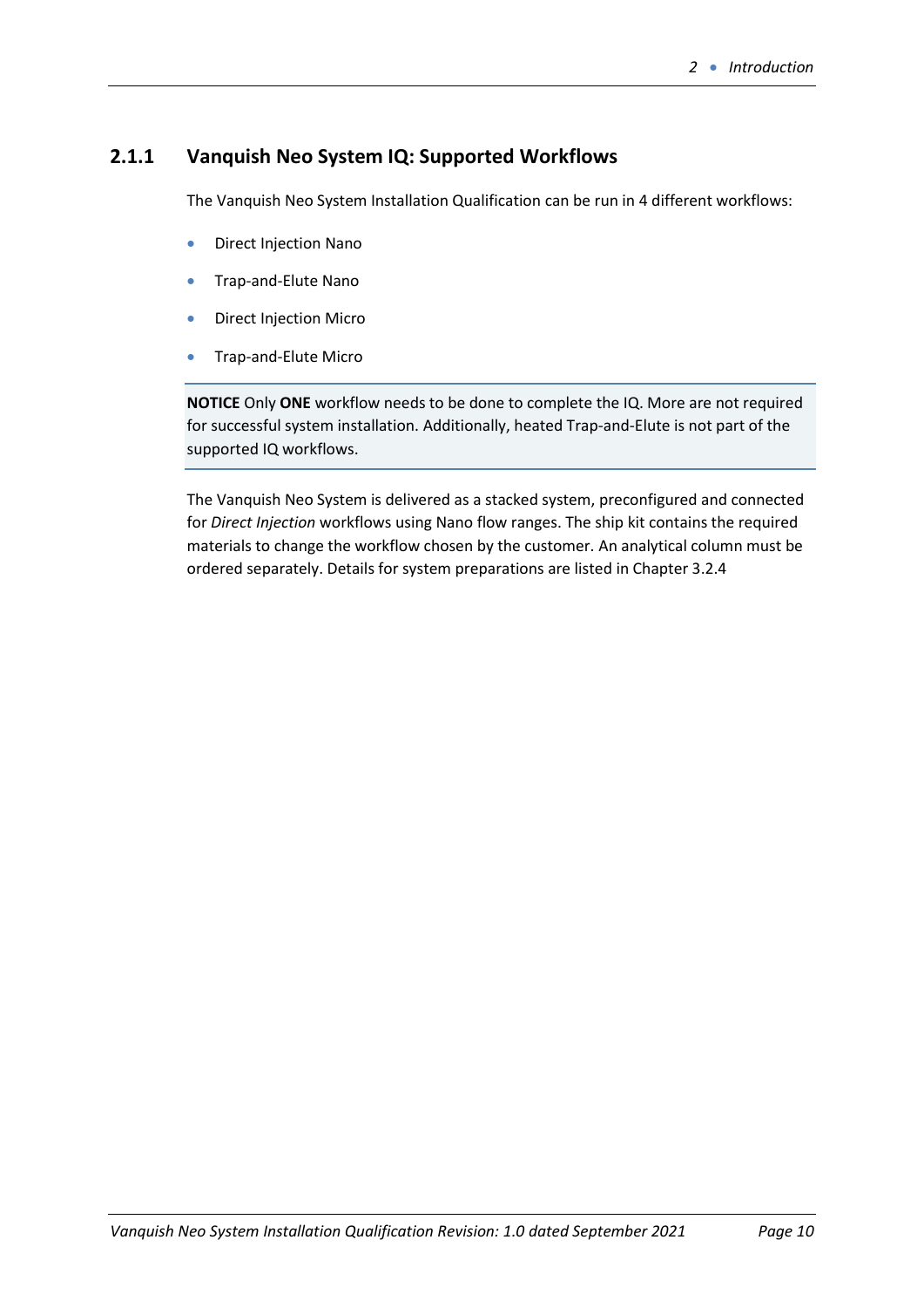### 2.1.1 Vanquish Neo System IQ: Supported Workflows

The Vanquish Neo System Installation Qualification can be run in 4 different workflows:

- Direct Injection Nano
- Trap-and-Elute Nano
- Direct Injection Micro
- Trap-and-Elute Micro

**NOTICE** Only **ONE** workflow needs to be done to complete the IQ. More are not required for successful system installation. Additionally, heated Trap-and-Elute is not part of the supported IQ workflows.

The Vanquish Neo System is delivered as a stacked system, preconfigured and connected for *Direct Injection* workflows using Nano flow ranges. The ship kit contains the required materials to change the workflow chosen by the customer. An analytical column must be ordered separately. Details for system preparations are listed in Chapter 3.2.4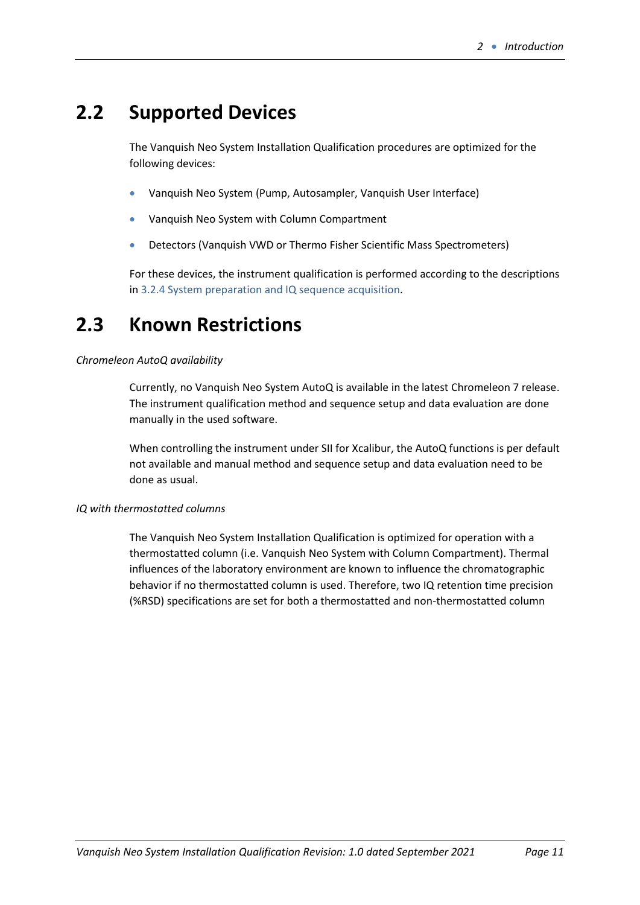## 2.2 Supported Devices

The Vanquish Neo System Installation Qualification procedures are optimized for the following devices:

- Vanquish Neo System (Pump, Autosampler, Vanquish User Interface)
- Vanquish Neo System with Column Compartment
- Detectors (Vanquish VWD or Thermo Fisher Scientific Mass Spectrometers)

For these devices, the instrument qualification is performed according to the descriptions in 3.2.4 System preparation and IQ sequence acquisition.

## 2.3 Known Restrictions

*Chromeleon AutoQ availability*

Currently, no Vanquish Neo System AutoQ is available in the latest Chromeleon 7 release. The instrument qualification method and sequence setup and data evaluation are done manually in the used software.

When controlling the instrument under SII for Xcalibur, the AutoQ functions is per default not available and manual method and sequence setup and data evaluation need to be done as usual.

*IQ with thermostatted columns*

The Vanquish Neo System Installation Qualification is optimized for operation with a thermostatted column (i.e. Vanquish Neo System with Column Compartment). Thermal influences of the laboratory environment are known to influence the chromatographic behavior if no thermostatted column is used. Therefore, two IQ retention time precision (%RSD) specifications are set for both a thermostatted and non-thermostatted column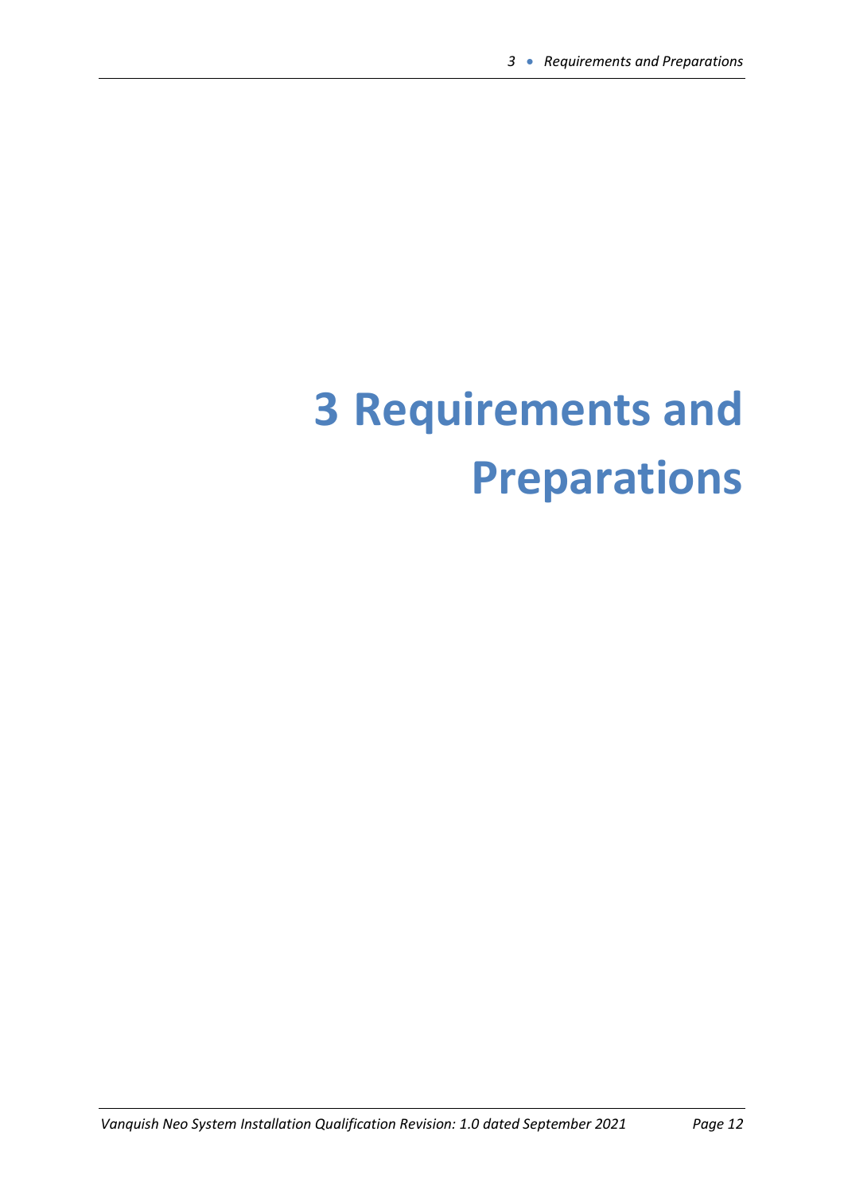# 3 Requirements and Preparations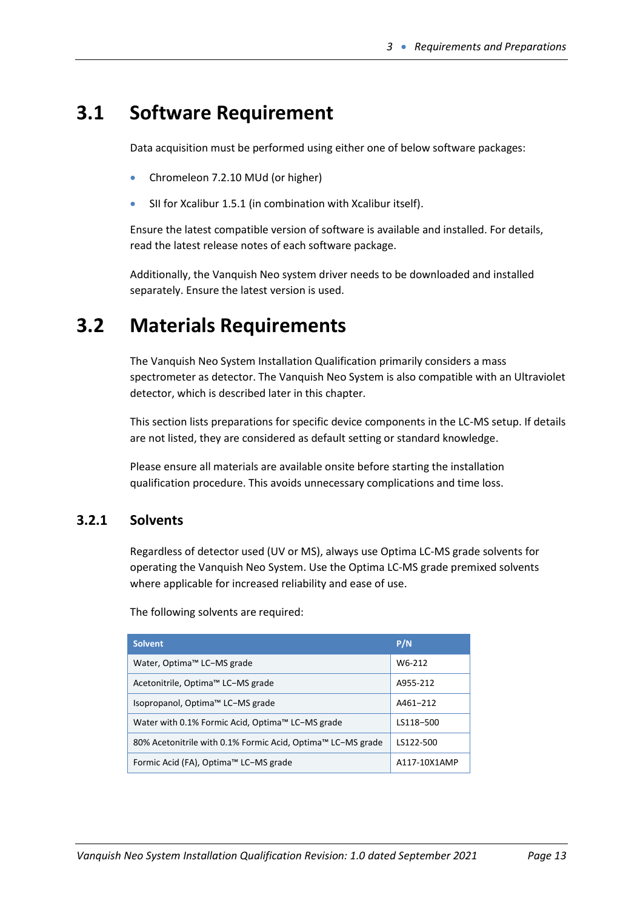## 3.1 Software Requirement

Data acquisition must be performed using either one of below software packages:

- Chromeleon 7.2.10 MUd (or higher)
- SII for Xcalibur 1.5.1 (in combination with Xcalibur itself).

Ensure the latest compatible version of software is available and installed. For details, read the latest release notes of each software package.

Additionally, the Vanquish Neo system driver needs to be downloaded and installed separately. Ensure the latest version is used.

## 3.2 Materials Requirements

The Vanquish Neo System Installation Qualification primarily considers a mass spectrometer as detector. The Vanquish Neo System is also compatible with an Ultraviolet detector, which is described later in this chapter.

This section lists preparations for specific device components in the LC-MS setup. If details are not listed, they are considered as default setting or standard knowledge.

Please ensure all materials are available onsite before starting the installation qualification procedure. This avoids unnecessary complications and time loss.

### 3.2.1 Solvents

Regardless of detector used (UV or MS), always use Optima LC-MS grade solvents for operating the Vanquish Neo System. Use the Optima LC-MS grade premixed solvents where applicable for increased reliability and ease of use.

The following solvents are required:

| Solvent | P/N |
|---|---|
| Water, Optima™ LC–MS grade | W6-212 |
| Acetonitrile, Optima™ LC–MS grade | A955-212 |
| Isopropanol, Optima™ LC–MS grade | A461–212 |
| Water with 0.1% Formic Acid, Optima™ LC–MS grade | LS118–500 |
| 80% Acetonitrile with 0.1% Formic Acid, Optima™ LC–MS grade | LS122-500 |
| Formic Acid (FA), Optima™ LC–MS grade | A117-10X1AMP |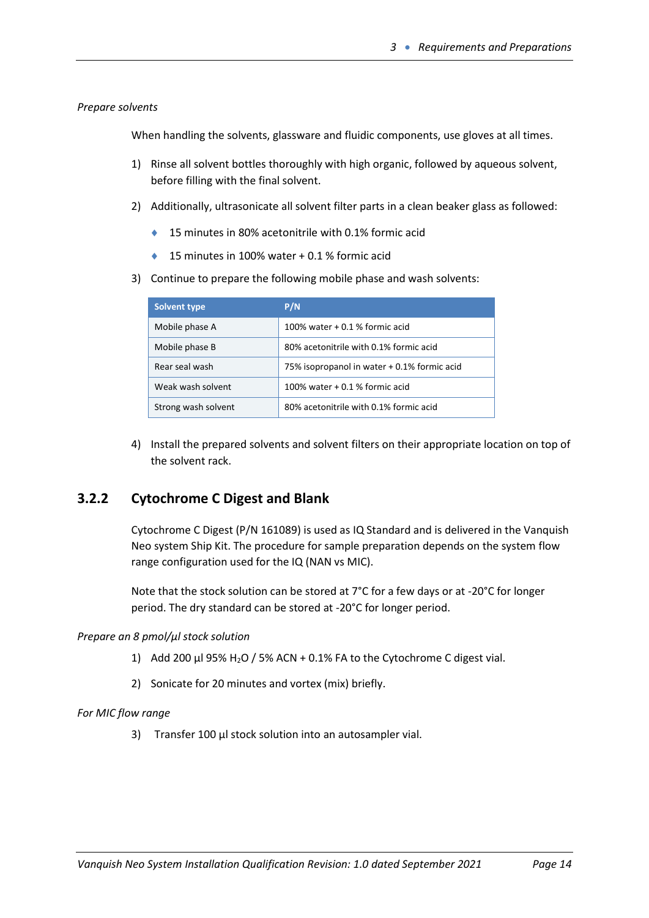*Prepare solvents*

When handling the solvents, glassware and fluidic components, use gloves at all times.

1) Rinse all solvent bottles thoroughly with high organic, followed by aqueous solvent, before filling with the final solvent.

2) Additionally, ultrasonicate all solvent filter parts in a clean beaker glass as followed:

   - 15 minutes in 80% acetonitrile with 0.1% formic acid
   - 15 minutes in 100% water + 0.1 % formic acid

3) Continue to prepare the following mobile phase and wash solvents:

| Solvent type | P/N |
|---|---|
| Mobile phase A | 100% water + 0.1 % formic acid |
| Mobile phase B | 80% acetonitrile with 0.1% formic acid |
| Rear seal wash | 75% isopropanol in water + 0.1% formic acid |
| Weak wash solvent | 100% water + 0.1 % formic acid |
| Strong wash solvent | 80% acetonitrile with 0.1% formic acid |

4) Install the prepared solvents and solvent filters on their appropriate location on top of the solvent rack.

### 3.2.2 Cytochrome C Digest and Blank

Cytochrome C Digest (P/N 161089) is used as IQ Standard and is delivered in the Vanquish Neo system Ship Kit. The procedure for sample preparation depends on the system flow range configuration used for the IQ (NAN vs MIC).

Note that the stock solution can be stored at 7°C for a few days or at -20°C for longer period. The dry standard can be stored at -20°C for longer period.

*Prepare an 8 pmol/µl stock solution*

1) Add 200 µl 95% $H_2O$ / 5% ACN + 0.1% FA to the Cytochrome C digest vial.

2) Sonicate for 20 minutes and vortex (mix) briefly.

*For MIC flow range*

3) Transfer 100 µl stock solution into an autosampler vial.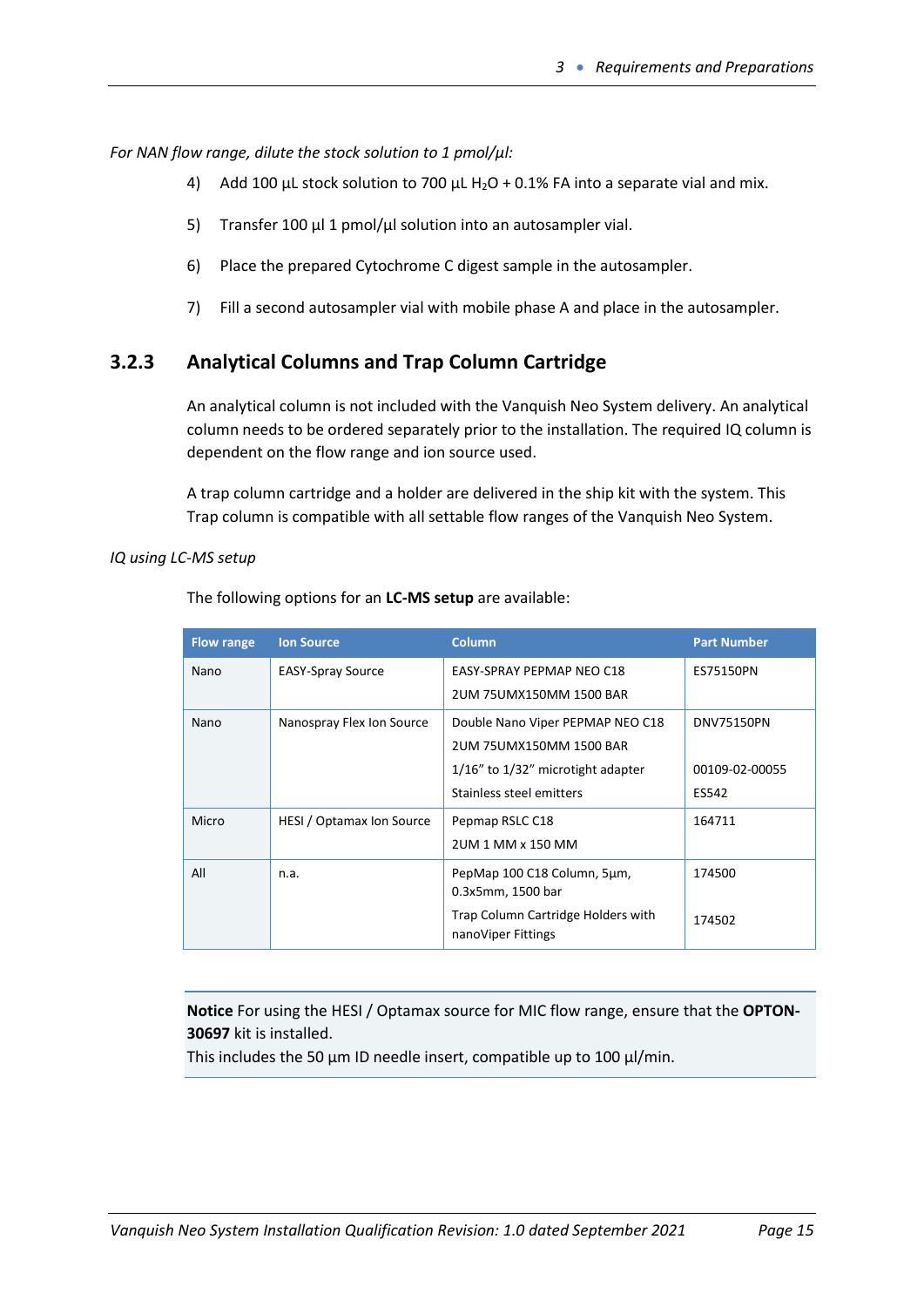*For NAN flow range, dilute the stock solution to 1 pmol/µl:*

4) Add 100 µL stock solution to 700 µL $H_2O$ + 0.1% FA into a separate vial and mix.

5) Transfer 100 µl 1 pmol/µl solution into an autosampler vial.

6) Place the prepared Cytochrome C digest sample in the autosampler.

7) Fill a second autosampler vial with mobile phase A and place in the autosampler.

### 3.2.3 Analytical Columns and Trap Column Cartridge

An analytical column is not included with the Vanquish Neo System delivery. An analytical column needs to be ordered separately prior to the installation. The required IQ column is dependent on the flow range and ion source used.

A trap column cartridge and a holder are delivered in the ship kit with the system. This Trap column is compatible with all settable flow ranges of the Vanquish Neo System.

*IQ using LC-MS setup*

The following options for an **LC-MS setup** are available:

| Flow range | Ion Source | Column | Part Number |
|---|---|---|---|
| Nano | EASY-Spray Source | EASY-SPRAY PEPMAP NEO C18 2UM 75UMX150MM 1500 BAR | ES75150PN |
| Nano | Nanospray Flex Ion Source | Double Nano Viper PEPMAP NEO C18 2UM 75UMX150MM 1500 BAR | DNV75150PN |
| | | 1/16" to 1/32" microtight adapter | 00109-02-00055 |
| | | Stainless steel emitters | ES542 |
| Micro | HESI / Optamax Ion Source | Pepmap RSLC C18 2UM 1 MM x 150 MM | 164711 |
| All | n.a. | PepMap 100 C18 Column, 5µm, 0.3x5mm, 1500 bar | 174500 |
| | | Trap Column Cartridge Holders with nanoViper Fittings | 174502 |

**Notice** For using the HESI / Optamax source for MIC flow range, ensure that the **OPTON-30697** kit is installed.
This includes the 50 µm ID needle insert, compatible up to 100 µl/min.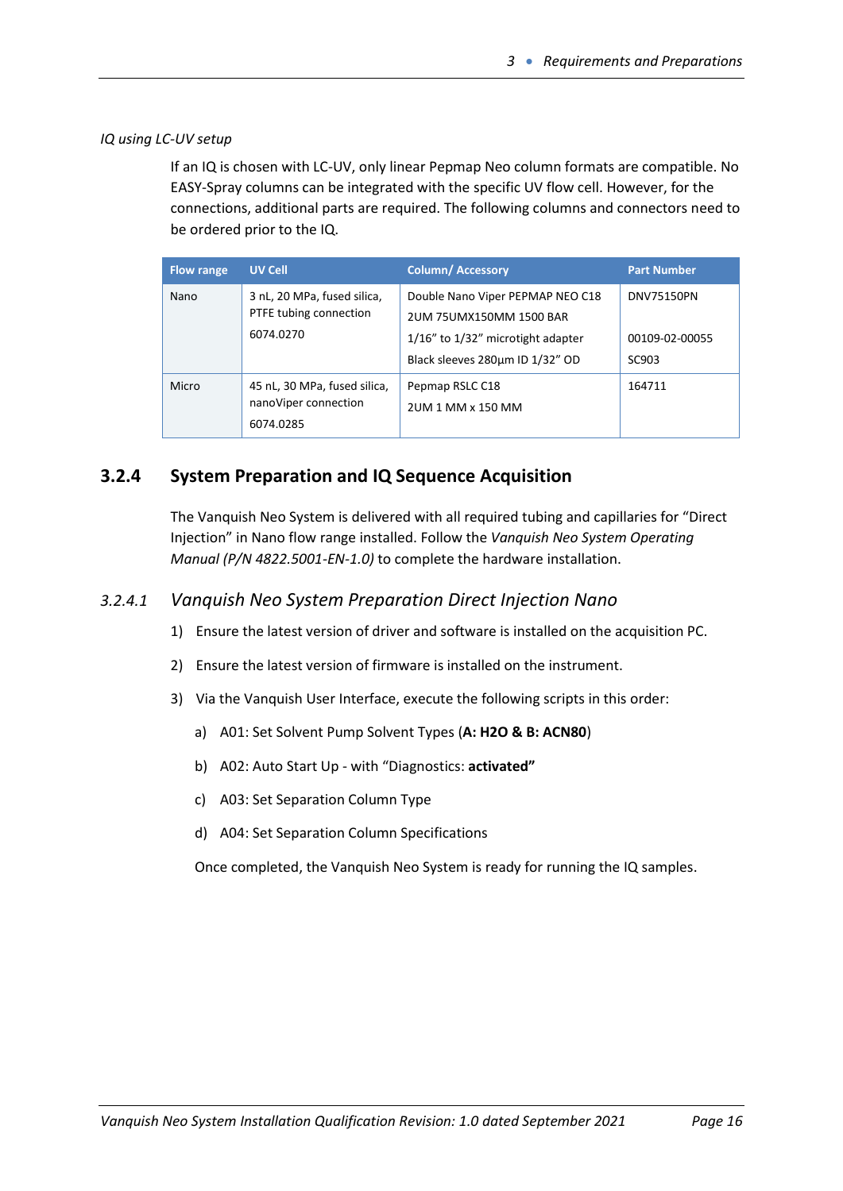*IQ using LC-UV setup*

If an IQ is chosen with LC-UV, only linear Pepmap Neo column formats are compatible. No EASY-Spray columns can be integrated with the specific UV flow cell. However, for the connections, additional parts are required. The following columns and connectors need to be ordered prior to the IQ.

| Flow range | UV Cell | Column/ Accessory | Part Number |
|---|---|---|---|
| Nano | 3 nL, 20 MPa, fused silica, PTFE tubing connection<br>6074.0270 | Double Nano Viper PEPMAP NEO C18 2UM 75UMX150MM 1500 BAR<br>1/16" to 1/32" microtight adapter<br>Black sleeves 280µm ID 1/32" OD | DNV75150PN<br><br>00109-02-00055<br>SC903 |
| Micro | 45 nL, 30 MPa, fused silica, nanoViper connection<br>6074.0285 | Pepmap RSLC C18<br>2UM 1 MM x 150 MM | 164711 |

## 3.2.4 System Preparation and IQ Sequence Acquisition

The Vanquish Neo System is delivered with all required tubing and capillaries for "Direct Injection" in Nano flow range installed. Follow the *Vanquish Neo System Operating Manual (P/N 4822.5001-EN-1.0)* to complete the hardware installation.

### *3.2.4.1 Vanquish Neo System Preparation Direct Injection Nano*

1) Ensure the latest version of driver and software is installed on the acquisition PC.
2) Ensure the latest version of firmware is installed on the instrument.
3) Via the Vanquish User Interface, execute the following scripts in this order:
   a) A01: Set Solvent Pump Solvent Types (**A: H2O & B: ACN80**)
   b) A02: Auto Start Up - with "Diagnostics: **activated"**
   c) A03: Set Separation Column Type
   d) A04: Set Separation Column Specifications

   Once completed, the Vanquish Neo System is ready for running the IQ samples.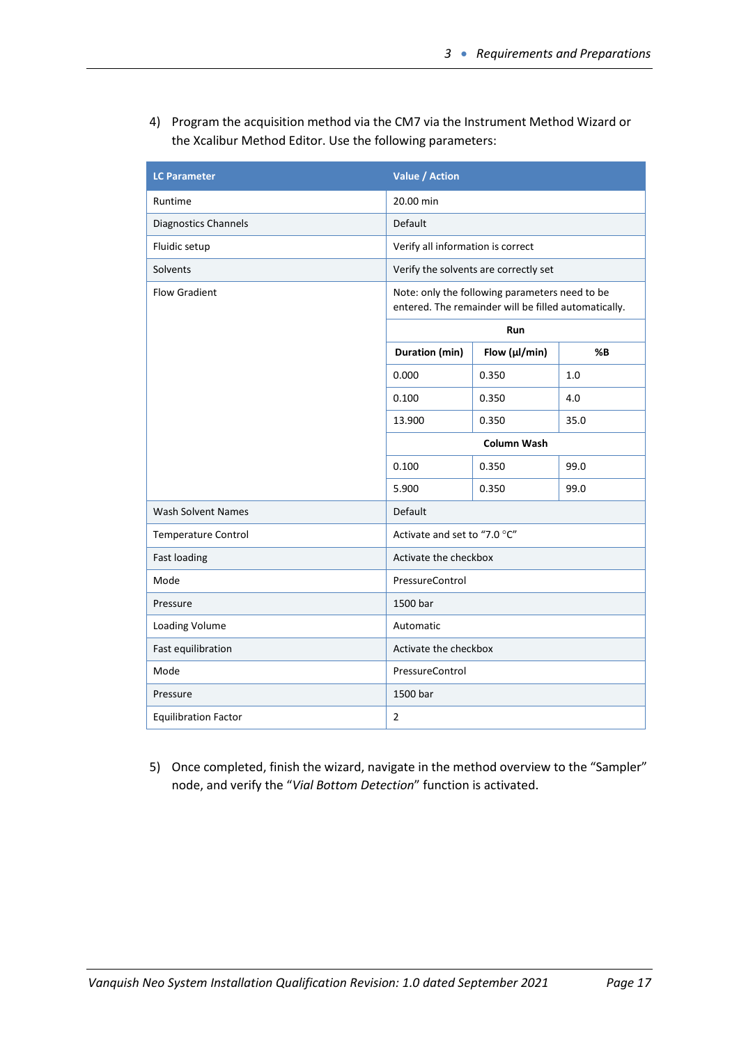4) Program the acquisition method via the CM7 via the Instrument Method Wizard or the Xcalibur Method Editor. Use the following parameters:

| LC Parameter | Value / Action | | |
|---|---|---|---|
| Runtime | 20.00 min | | |
| Diagnostics Channels | Default | | |
| Fluidic setup | Verify all information is correct | | |
| Solvents | Verify the solvents are correctly set | | |
| Flow Gradient | Note: only the following parameters need to be entered. The remainder will be filled automatically. | | |
| | **Run** | | |
| | **Duration (min)** | **Flow (µl/min)** | **%B** |
| | 0.000 | 0.350 | 1.0 |
| | 0.100 | 0.350 | 4.0 |
| | 13.900 | 0.350 | 35.0 |
| | **Column Wash** | | |
| | 0.100 | 0.350 | 99.0 |
| | 5.900 | 0.350 | 99.0 |
| Wash Solvent Names | Default | | |
| Temperature Control | Activate and set to “7.0 °C” | | |
| Fast loading | Activate the checkbox | | |
| Mode | PressureControl | | |
| Pressure | 1500 bar | | |
| Loading Volume | Automatic | | |
| Fast equilibration | Activate the checkbox | | |
| Mode | PressureControl | | |
| Pressure | 1500 bar | | |
| Equilibration Factor | 2 | | |

5) Once completed, finish the wizard, navigate in the method overview to the “Sampler” node, and verify the “*Vial Bottom Detection*” function is activated.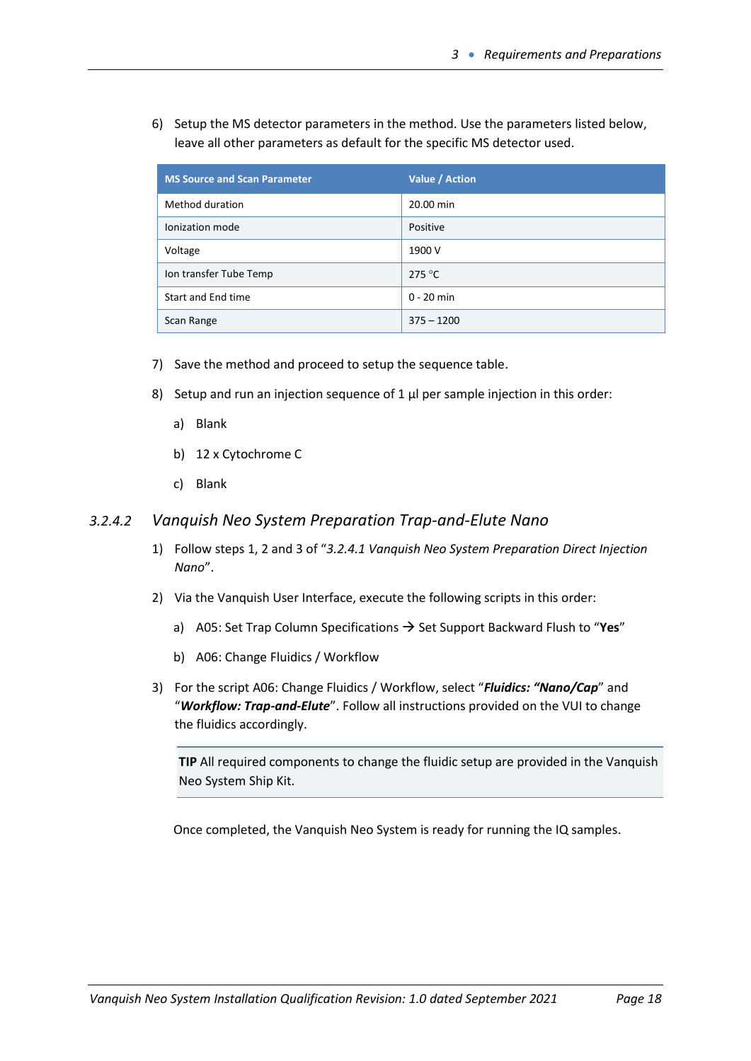6) Setup the MS detector parameters in the method. Use the parameters listed below, leave all other parameters as default for the specific MS detector used.

| MS Source and Scan Parameter | Value / Action |
|---|---|
| Method duration | 20.00 min |
| Ionization mode | Positive |
| Voltage | 1900 V |
| Ion transfer Tube Temp | 275 °C |
| Start and End time | 0 - 20 min |
| Scan Range | 375 – 1200 |

7) Save the method and proceed to setup the sequence table.

8) Setup and run an injection sequence of 1 µl per sample injection in this order:

   a) Blank

   b) 12 x Cytochrome C

   c) Blank

### 3.2.4.2 *Vanquish Neo System Preparation Trap-and-Elute Nano*

1) Follow steps 1, 2 and 3 of "*3.2.4.1 Vanquish Neo System Preparation Direct Injection Nano*".

2) Via the Vanquish User Interface, execute the following scripts in this order:

   a) A05: Set Trap Column Specifications → Set Support Backward Flush to "**Yes**"

   b) A06: Change Fluidics / Workflow

3) For the script A06: Change Fluidics / Workflow, select "***Fluidics: "Nano/Cap***" and "***Workflow: Trap-and-Elute***". Follow all instructions provided on the VUI to change the fluidics accordingly.

> **TIP** All required components to change the fluidic setup are provided in the Vanquish Neo System Ship Kit.

Once completed, the Vanquish Neo System is ready for running the IQ samples.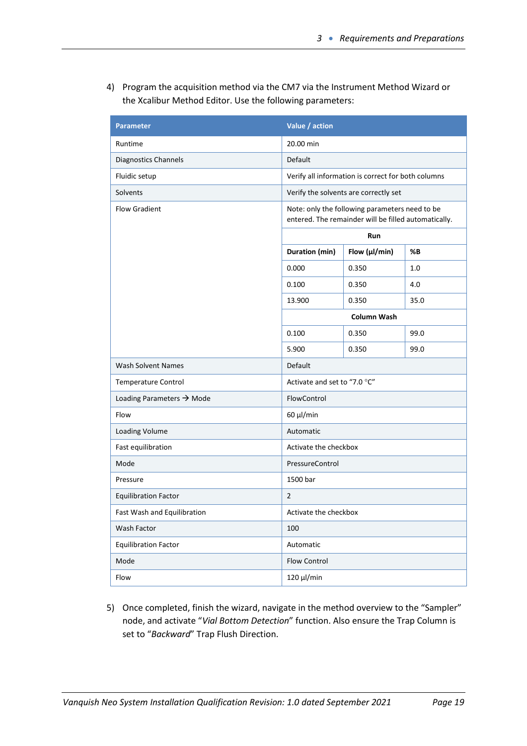4) Program the acquisition method via the CM7 via the Instrument Method Wizard or the Xcalibur Method Editor. Use the following parameters:

| Parameter | Value / action | | |
|---|---|---|---|
| Runtime | 20.00 min | | |
| Diagnostics Channels | Default | | |
| Fluidic setup | Verify all information is correct for both columns | | |
| Solvents | Verify the solvents are correctly set | | |
| Flow Gradient | Note: only the following parameters need to be entered. The remainder will be filled automatically. | | |
| | **Run** | | |
| | **Duration (min)** | **Flow (µl/min)** | **%B** |
| | 0.000 | 0.350 | 1.0 |
| | 0.100 | 0.350 | 4.0 |
| | 13.900 | 0.350 | 35.0 |
| | **Column Wash** | | |
| | 0.100 | 0.350 | 99.0 |
| | 5.900 | 0.350 | 99.0 |
| Wash Solvent Names | Default | | |
| Temperature Control | Activate and set to “7.0 °C” | | |
| Loading Parameters → Mode | FlowControl | | |
| Flow | 60 µl/min | | |
| Loading Volume | Automatic | | |
| Fast equilibration | Activate the checkbox | | |
| Mode | PressureControl | | |
| Pressure | 1500 bar | | |
| Equilibration Factor | 2 | | |
| Fast Wash and Equilibration | Activate the checkbox | | |
| Wash Factor | 100 | | |
| Equilibration Factor | Automatic | | |
| Mode | Flow Control | | |
| Flow | 120 µl/min | | |

5) Once completed, finish the wizard, navigate in the method overview to the “Sampler” node, and activate “*Vial Bottom Detection*” function. Also ensure the Trap Column is set to “*Backward*” Trap Flush Direction.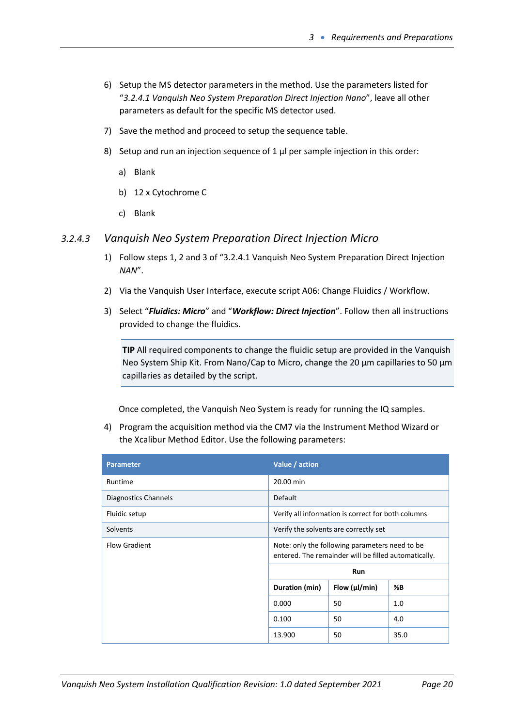6) Setup the MS detector parameters in the method. Use the parameters listed for "*3.2.4.1 Vanquish Neo System Preparation Direct Injection Nano*", leave all other parameters as default for the specific MS detector used.

7) Save the method and proceed to setup the sequence table.

8) Setup and run an injection sequence of 1 µl per sample injection in this order:

   a) Blank

   b) 12 x Cytochrome C

   c) Blank

### *3.2.4.3 Vanquish Neo System Preparation Direct Injection Micro*

1) Follow steps 1, 2 and 3 of "3.2.4.1 Vanquish Neo System Preparation Direct Injection *NAN*".

2) Via the Vanquish User Interface, execute script A06: Change Fluidics / Workflow.

3) Select "***Fluidics: Micro***" and "***Workflow: Direct Injection***". Follow then all instructions provided to change the fluidics.

> **TIP** All required components to change the fluidic setup are provided in the Vanquish Neo System Ship Kit. From Nano/Cap to Micro, change the 20 µm capillaries to 50 µm capillaries as detailed by the script.

Once completed, the Vanquish Neo System is ready for running the IQ samples.

4) Program the acquisition method via the CM7 via the Instrument Method Wizard or the Xcalibur Method Editor. Use the following parameters:

| Parameter | Value / action | | |
|---|---|---|---|
| Runtime | 20.00 min | | |
| Diagnostics Channels | Default | | |
| Fluidic setup | Verify all information is correct for both columns | | |
| Solvents | Verify the solvents are correctly set | | |
| Flow Gradient | Note: only the following parameters need to be entered. The remainder will be filled automatically. | | |
| | **Run** | | |
| | **Duration (min)** | **Flow (µl/min)** | **%B** |
| | 0.000 | 50 | 1.0 |
| | 0.100 | 50 | 4.0 |
| | 13.900 | 50 | 35.0 |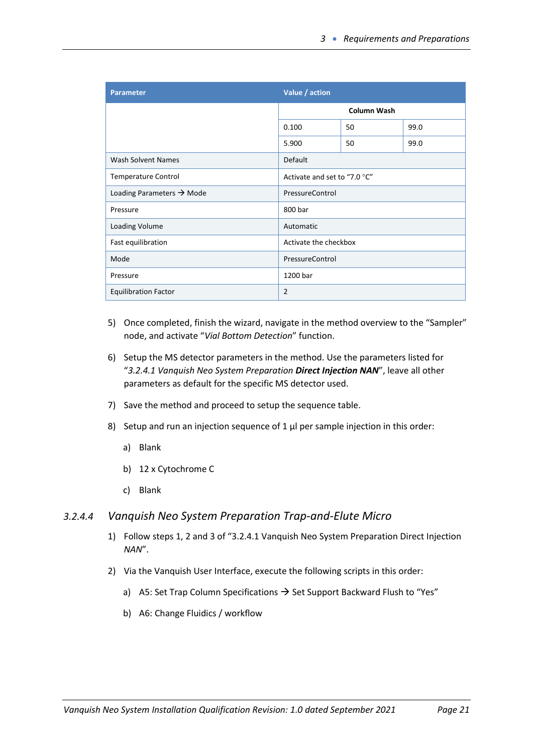| Parameter | Value / action | | |
|---|---|---|---|
| | Column Wash | | |
| | 0.100 | 50 | 99.0 |
| | 5.900 | 50 | 99.0 |
| Wash Solvent Names | Default | | |
| Temperature Control | Activate and set to “7.0 °C” | | |
| Loading Parameters → Mode | PressureControl | | |
| Pressure | 800 bar | | |
| Loading Volume | Automatic | | |
| Fast equilibration | Activate the checkbox | | |
| Mode | PressureControl | | |
| Pressure | 1200 bar | | |
| Equilibration Factor | 2 | | |

5) Once completed, finish the wizard, navigate in the method overview to the “Sampler” node, and activate “*Vial Bottom Detection*” function.

6) Setup the MS detector parameters in the method. Use the parameters listed for “*3.2.4.1 Vanquish Neo System Preparation **Direct Injection NAN***”, leave all other parameters as default for the specific MS detector used.

7) Save the method and proceed to setup the sequence table.

8) Setup and run an injection sequence of 1 µl per sample injection in this order:

   a) Blank

   b) 12 x Cytochrome C

   c) Blank

### 3.2.4.4 *Vanquish Neo System Preparation Trap-and-Elute Micro*

1) Follow steps 1, 2 and 3 of “3.2.4.1 Vanquish Neo System Preparation Direct Injection *NAN*”.

2) Via the Vanquish User Interface, execute the following scripts in this order:

   a) A5: Set Trap Column Specifications → Set Support Backward Flush to “Yes”

   b) A6: Change Fluidics / workflow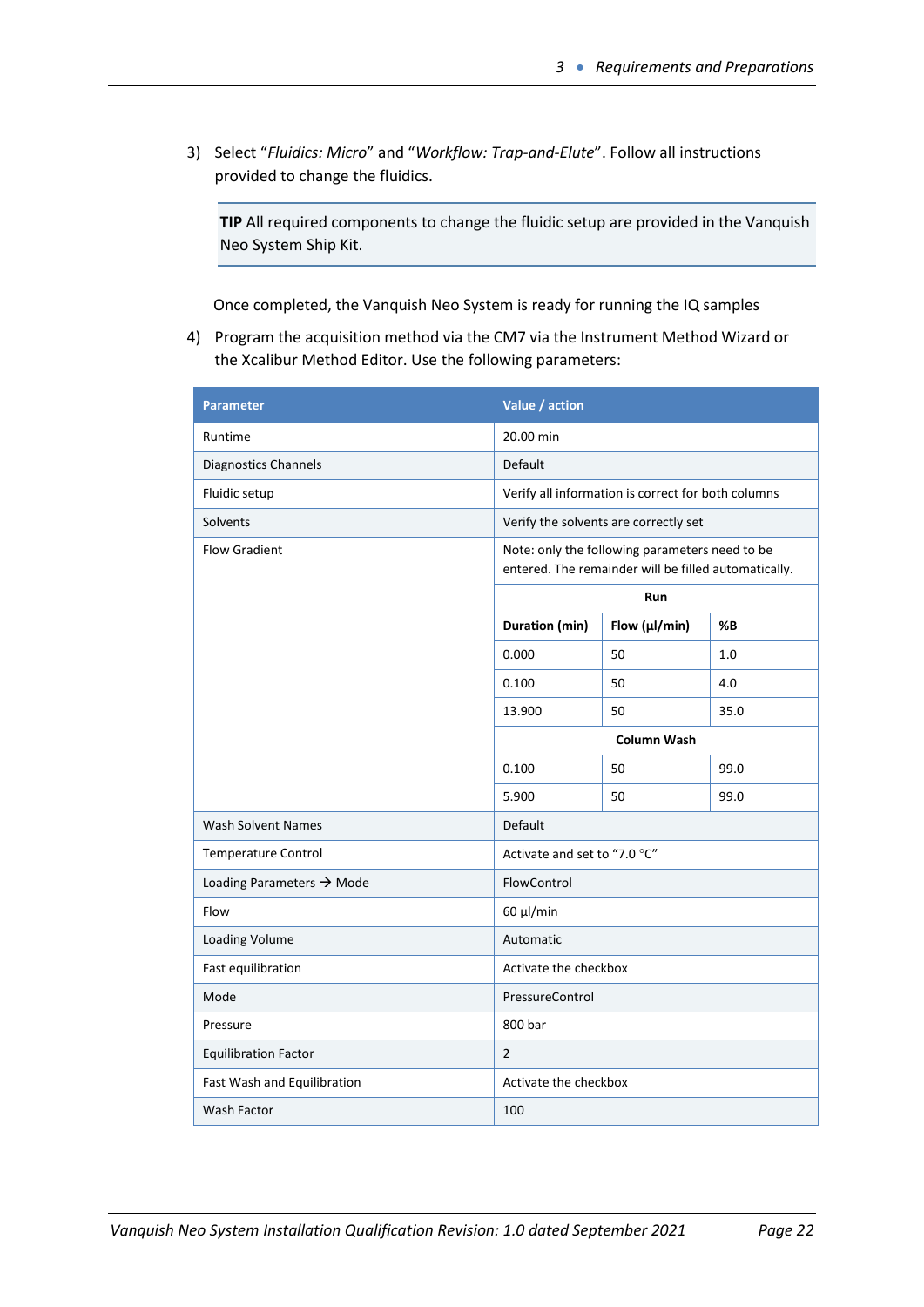3) Select "*Fluidics: Micro*" and "*Workflow: Trap-and-Elute*". Follow all instructions provided to change the fluidics.

> **TIP** All required components to change the fluidic setup are provided in the Vanquish Neo System Ship Kit.

Once completed, the Vanquish Neo System is ready for running the IQ samples

4) Program the acquisition method via the CM7 via the Instrument Method Wizard or the Xcalibur Method Editor. Use the following parameters:

| Parameter | Value / action | | |
|---|---|---|---|
| Runtime | 20.00 min | | |
| Diagnostics Channels | Default | | |
| Fluidic setup | Verify all information is correct for both columns | | |
| Solvents | Verify the solvents are correctly set | | |
| Flow Gradient | Note: only the following parameters need to be entered. The remainder will be filled automatically. | | |
| | **Run** | | |
| | **Duration (min)** | **Flow (µl/min)** | **%B** |
| | 0.000 | 50 | 1.0 |
| | 0.100 | 50 | 4.0 |
| | 13.900 | 50 | 35.0 |
| | **Column Wash** | | |
| | 0.100 | 50 | 99.0 |
| | 5.900 | 50 | 99.0 |
| Wash Solvent Names | Default | | |
| Temperature Control | Activate and set to "7.0 °C" | | |
| Loading Parameters → Mode | FlowControl | | |
| Flow | 60 µl/min | | |
| Loading Volume | Automatic | | |
| Fast equilibration | Activate the checkbox | | |
| Mode | PressureControl | | |
| Pressure | 800 bar | | |
| Equilibration Factor | 2 | | |
| Fast Wash and Equilibration | Activate the checkbox | | |
| Wash Factor | 100 | | |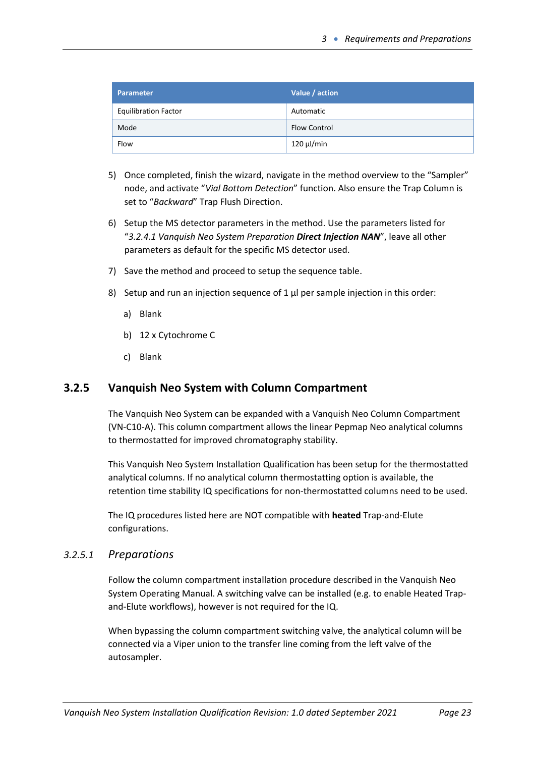| Parameter | Value / action |
| --- | --- |
| Equilibration Factor | Automatic |
| Mode | Flow Control |
| Flow | 120 µl/min |

5) Once completed, finish the wizard, navigate in the method overview to the “Sampler” node, and activate “*Vial Bottom Detection*” function. Also ensure the Trap Column is set to “*Backward*” Trap Flush Direction.

6) Setup the MS detector parameters in the method. Use the parameters listed for “*3.2.4.1 Vanquish Neo System Preparation **Direct Injection NAN***”, leave all other parameters as default for the specific MS detector used.

7) Save the method and proceed to setup the sequence table.

8) Setup and run an injection sequence of 1 µl per sample injection in this order:

   a) Blank

   b) 12 x Cytochrome C

   c) Blank

### 3.2.5 Vanquish Neo System with Column Compartment

The Vanquish Neo System can be expanded with a Vanquish Neo Column Compartment (VN-C10-A). This column compartment allows the linear Pepmap Neo analytical columns to thermostatted for improved chromatography stability.

This Vanquish Neo System Installation Qualification has been setup for the thermostatted analytical columns. If no analytical column thermostatting option is available, the retention time stability IQ specifications for non-thermostatted columns need to be used.

The IQ procedures listed here are NOT compatible with **heated** Trap-and-Elute configurations.

#### *3.2.5.1 Preparations*

Follow the column compartment installation procedure described in the Vanquish Neo System Operating Manual. A switching valve can be installed (e.g. to enable Heated Trap-and-Elute workflows), however is not required for the IQ.

When bypassing the column compartment switching valve, the analytical column will be connected via a Viper union to the transfer line coming from the left valve of the autosampler.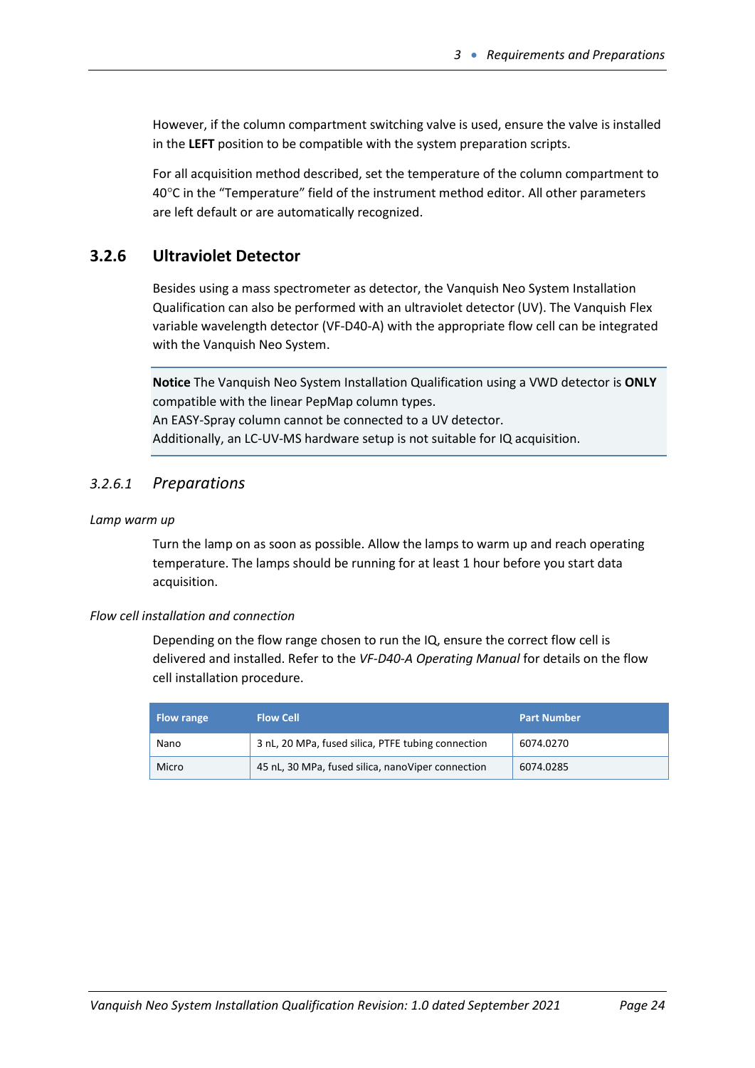However, if the column compartment switching valve is used, ensure the valve is installed in the **LEFT** position to be compatible with the system preparation scripts.

For all acquisition method described, set the temperature of the column compartment to 40°C in the “Temperature” field of the instrument method editor. All other parameters are left default or are automatically recognized.

### 3.2.6 Ultraviolet Detector

Besides using a mass spectrometer as detector, the Vanquish Neo System Installation Qualification can also be performed with an ultraviolet detector (UV). The Vanquish Flex variable wavelength detector (VF-D40-A) with the appropriate flow cell can be integrated with the Vanquish Neo System.

> **Notice** The Vanquish Neo System Installation Qualification using a VWD detector is **ONLY** compatible with the linear PepMap column types.
> An EASY-Spray column cannot be connected to a UV detector.
> Additionally, an LC-UV-MS hardware setup is not suitable for IQ acquisition.

#### *3.2.6.1 Preparations*

*Lamp warm up*

Turn the lamp on as soon as possible. Allow the lamps to warm up and reach operating temperature. The lamps should be running for at least 1 hour before you start data acquisition.

*Flow cell installation and connection*

Depending on the flow range chosen to run the IQ, ensure the correct flow cell is delivered and installed. Refer to the *VF-D40-A Operating Manual* for details on the flow cell installation procedure.

| Flow range | Flow Cell | Part Number |
|---|---|---|
| Nano | 3 nL, 20 MPa, fused silica, PTFE tubing connection | 6074.0270 |
| Micro | 45 nL, 30 MPa, fused silica, nanoViper connection | 6074.0285 |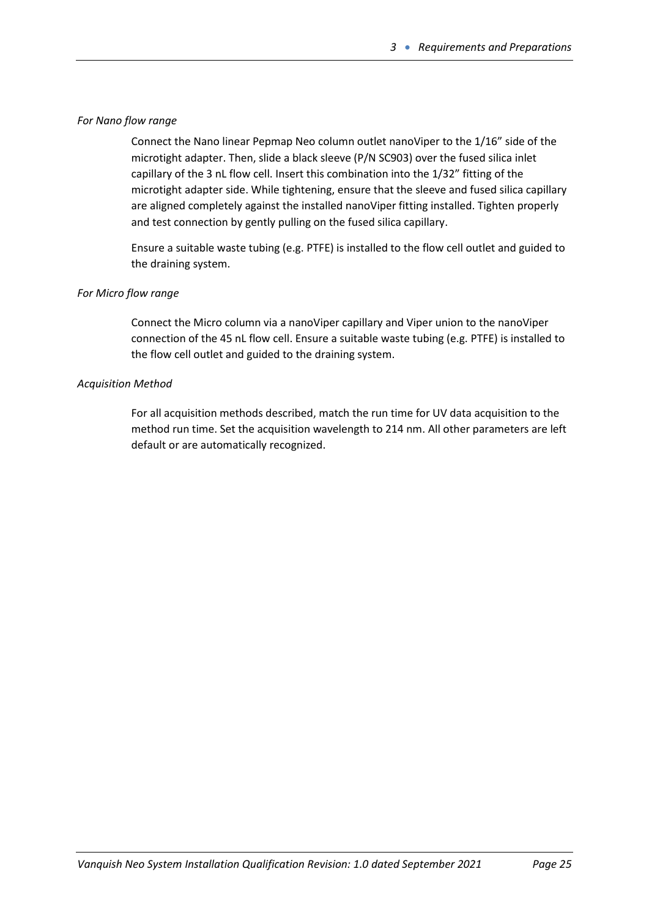*For Nano flow range*

Connect the Nano linear Pepmap Neo column outlet nanoViper to the 1/16" side of the microtight adapter. Then, slide a black sleeve (P/N SC903) over the fused silica inlet capillary of the 3 nL flow cell. Insert this combination into the 1/32" fitting of the microtight adapter side. While tightening, ensure that the sleeve and fused silica capillary are aligned completely against the installed nanoViper fitting installed. Tighten properly and test connection by gently pulling on the fused silica capillary.

Ensure a suitable waste tubing (e.g. PTFE) is installed to the flow cell outlet and guided to the draining system.

*For Micro flow range*

Connect the Micro column via a nanoViper capillary and Viper union to the nanoViper connection of the 45 nL flow cell. Ensure a suitable waste tubing (e.g. PTFE) is installed to the flow cell outlet and guided to the draining system.

*Acquisition Method*

For all acquisition methods described, match the run time for UV data acquisition to the method run time. Set the acquisition wavelength to 214 nm. All other parameters are left default or are automatically recognized.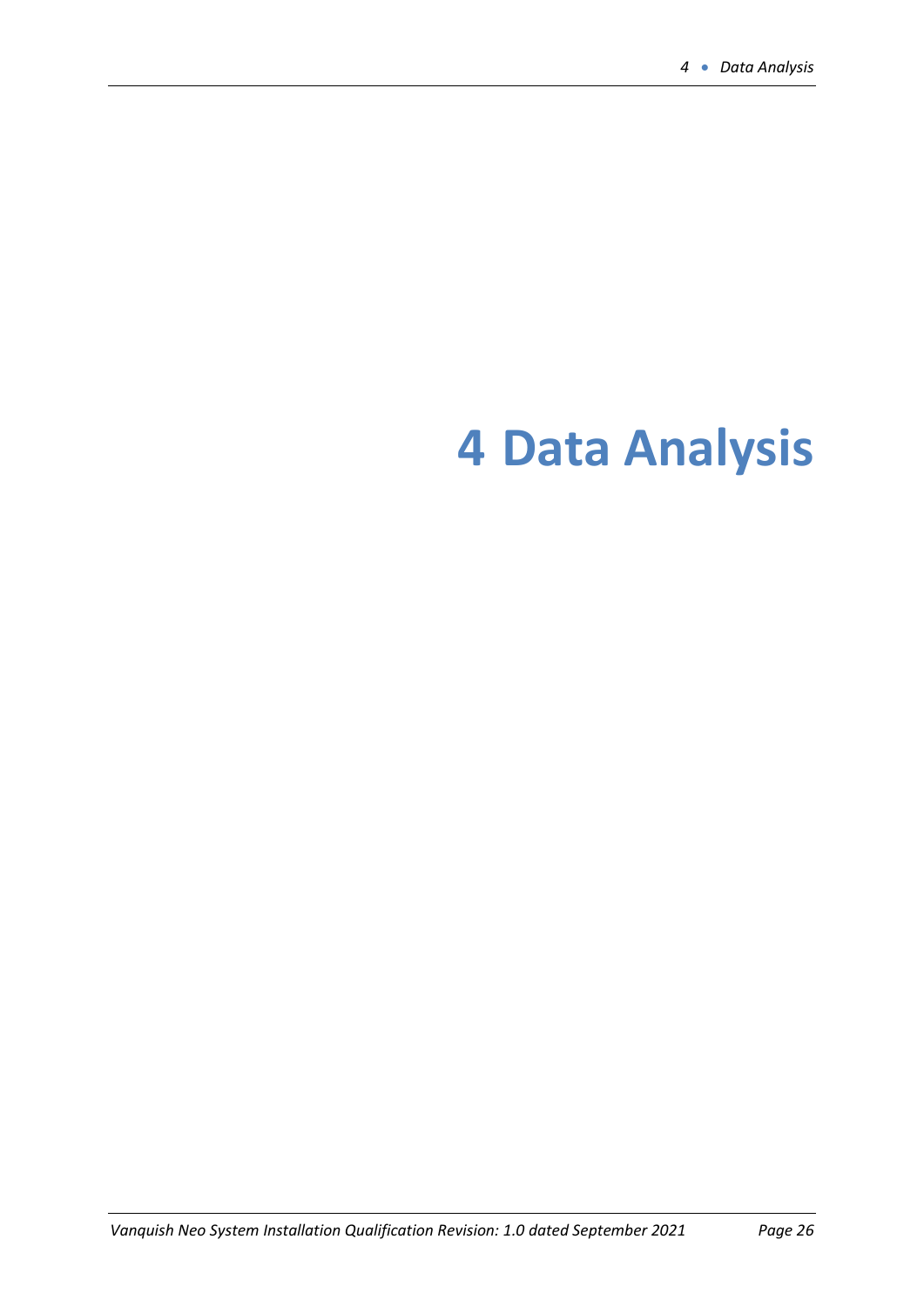# 4 Data Analysis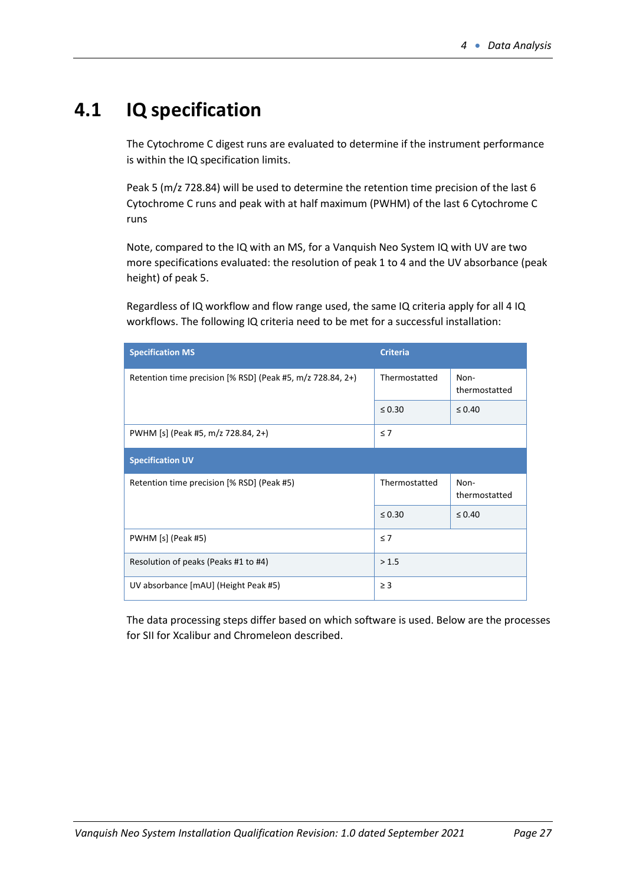## 4.1 IQ specification

The Cytochrome C digest runs are evaluated to determine if the instrument performance is within the IQ specification limits.

Peak 5 (m/z 728.84) will be used to determine the retention time precision of the last 6 Cytochrome C runs and peak with at half maximum (PWHM) of the last 6 Cytochrome C runs

Note, compared to the IQ with an MS, for a Vanquish Neo System IQ with UV are two more specifications evaluated: the resolution of peak 1 to 4 and the UV absorbance (peak height) of peak 5.

Regardless of IQ workflow and flow range used, the same IQ criteria apply for all 4 IQ workflows. The following IQ criteria need to be met for a successful installation:

| **Specification MS** | **Criteria** | |
|---|---|---|
| Retention time precision [% RSD] (Peak #5, m/z 728.84, 2+) | Thermostatted | Non-thermostatted |
| | ≤ 0.30 | ≤ 0.40 |
| PWHM [s] (Peak #5, m/z 728.84, 2+) | ≤ 7 | |
| **Specification UV** | | |
| Retention time precision [% RSD] (Peak #5) | Thermostatted | Non-thermostatted |
| | ≤ 0.30 | ≤ 0.40 |
| PWHM [s] (Peak #5) | ≤ 7 | |
| Resolution of peaks (Peaks #1 to #4) | > 1.5 | |
| UV absorbance [mAU] (Height Peak #5) | ≥ 3 | |

The data processing steps differ based on which software is used. Below are the processes for SII for Xcalibur and Chromeleon described.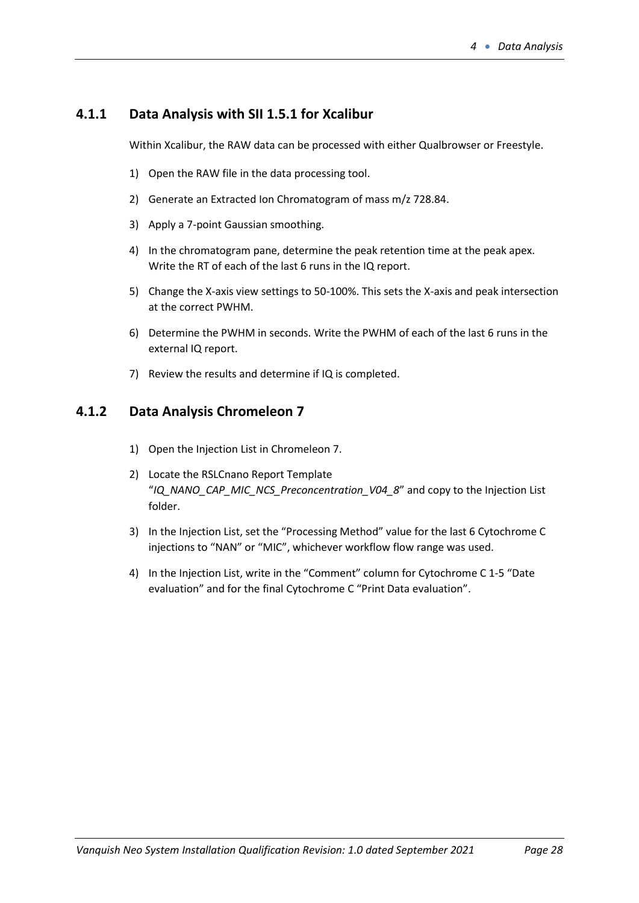### 4.1.1 Data Analysis with SII 1.5.1 for Xcalibur

Within Xcalibur, the RAW data can be processed with either Qualbrowser or Freestyle.

1) Open the RAW file in the data processing tool.
2) Generate an Extracted Ion Chromatogram of mass m/z 728.84.
3) Apply a 7-point Gaussian smoothing.
4) In the chromatogram pane, determine the peak retention time at the peak apex. Write the RT of each of the last 6 runs in the IQ report.
5) Change the X-axis view settings to 50-100%. This sets the X-axis and peak intersection at the correct PWHM.
6) Determine the PWHM in seconds. Write the PWHM of each of the last 6 runs in the external IQ report.
7) Review the results and determine if IQ is completed.

### 4.1.2 Data Analysis Chromeleon 7

1) Open the Injection List in Chromeleon 7.
2) Locate the RSLCnano Report Template "*IQ_NANO_CAP_MIC_NCS_Preconcentration_V04_8*" and copy to the Injection List folder.
3) In the Injection List, set the "Processing Method" value for the last 6 Cytochrome C injections to "NAN" or "MIC", whichever workflow flow range was used.
4) In the Injection List, write in the "Comment" column for Cytochrome C 1-5 "Date evaluation" and for the final Cytochrome C "Print Data evaluation".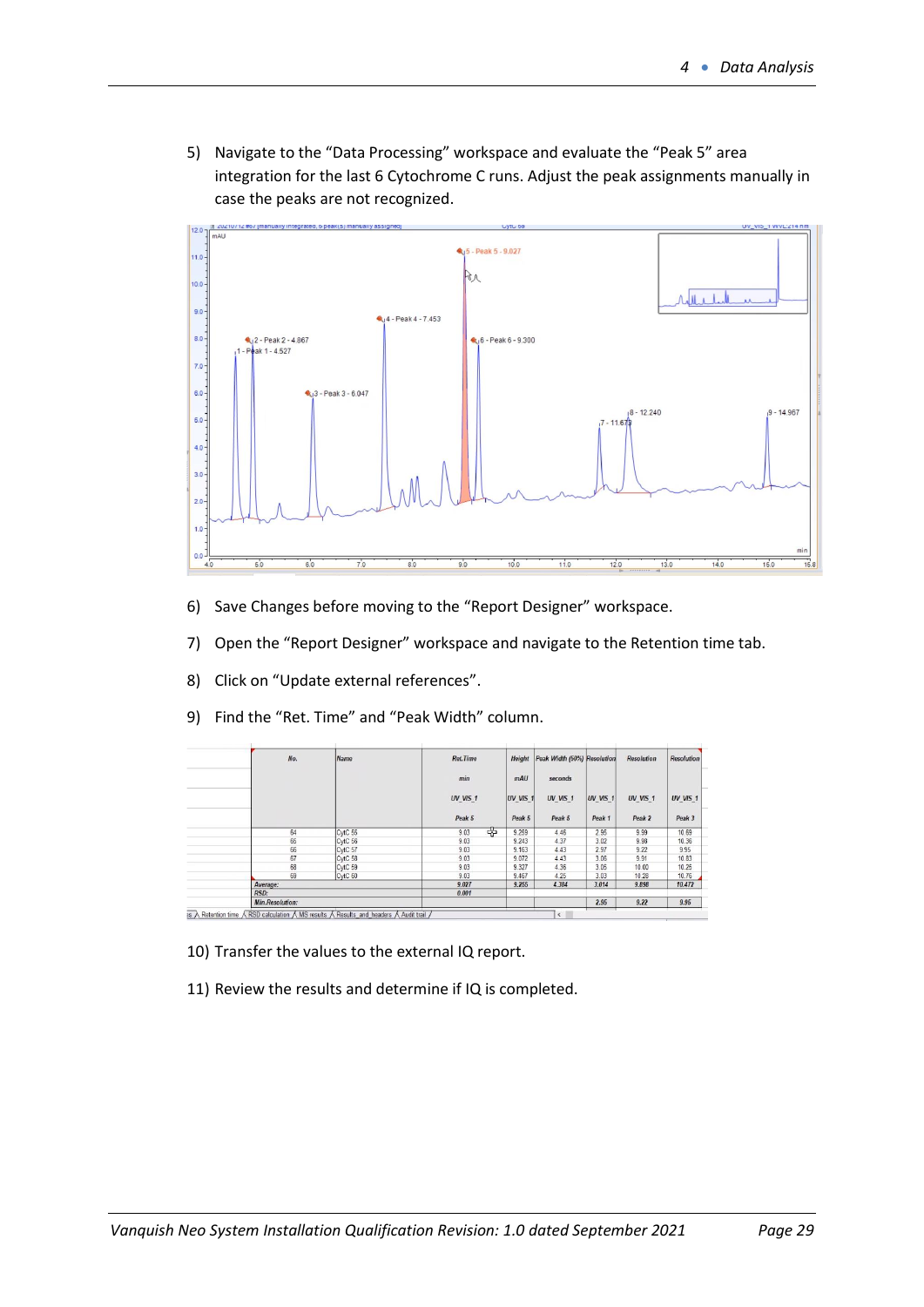5) Navigate to the “Data Processing” workspace and evaluate the “Peak 5” area integration for the last 6 Cytochrome C runs. Adjust the peak assignments manually in case the peaks are not recognized.

6) Save Changes before moving to the “Report Designer” workspace.

7) Open the “Report Designer” workspace and navigate to the Retention time tab.

8) Click on “Update external references”.

9) Find the “Ret. Time” and “Peak Width” column.

| No. | Name | Ret.Time | Height | Peak Width (50%) | Resolution | Resolution | Resolution |
|---|---|---|---|---|---|---|---|
| | | min | mAU | seconds | | | |
| | | UV_VIS_1 | UV_VIS_1 | UV_VIS_1 | UV_VIS_1 | UV_VIS_1 | UV_VIS_1 |
| | | Peak 5 | Peak 5 | Peak 5 | Peak 1 | Peak 2 | Peak 3 |
| 64 | CytC 55 | 9.03 | 9.259 | 4.46 | 2.95 | 9.99 | 10.69 |
| 65 | CytC 56 | 9.03 | 9.243 | 4.37 | 3.02 | 9.98 | 10.36 |
| 66 | CytC 57 | 9.03 | 9.163 | 4.43 | 2.97 | 9.22 | 9.95 |
| 67 | CytC 58 | 9.03 | 9.072 | 4.43 | 3.06 | 9.91 | 10.83 |
| 68 | CytC 59 | 9.03 | 9.327 | 4.36 | 3.05 | 10.00 | 10.25 |
| 69 | CytC 60 | 9.03 | 9.467 | 4.25 | 3.03 | 10.28 | 10.76 |
| Average: | | 9.027 | 9.255 | 4.384 | 3.014 | 9.898 | 10.472 |
| RSD: | | 0.001 | | | | | |
| Min.Resolution: | | | | | 2.95 | 9.22 | 9.95 |

10) Transfer the values to the external IQ report.

11) Review the results and determine if IQ is completed.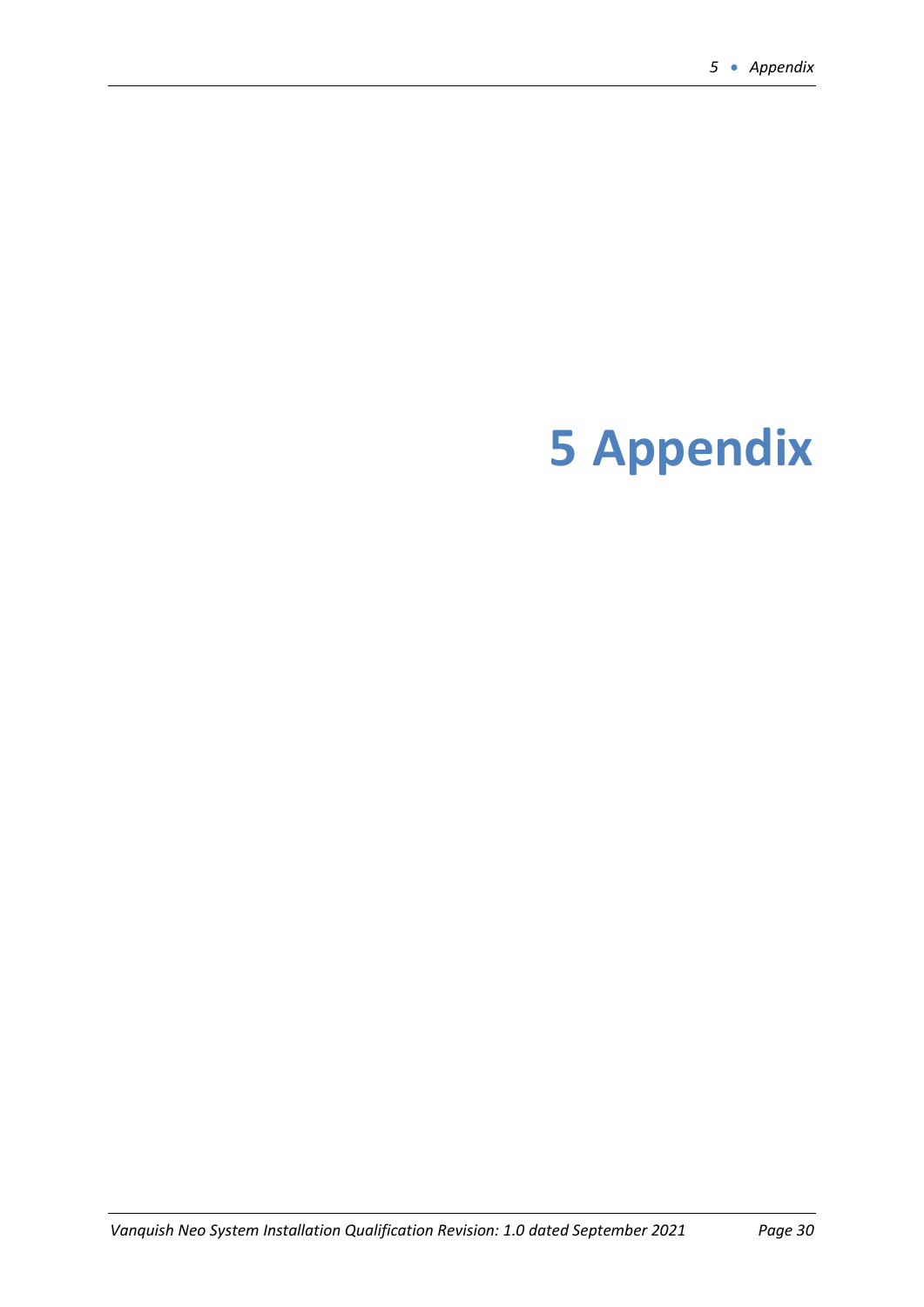# 5 Appendix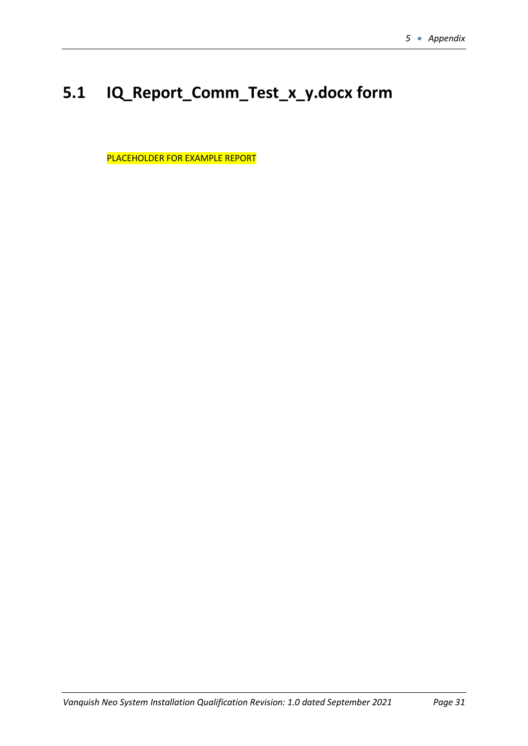## 5.1 IQ_Report_Comm_Test_x_y.docx form

PLACEHOLDER FOR EXAMPLE REPORT